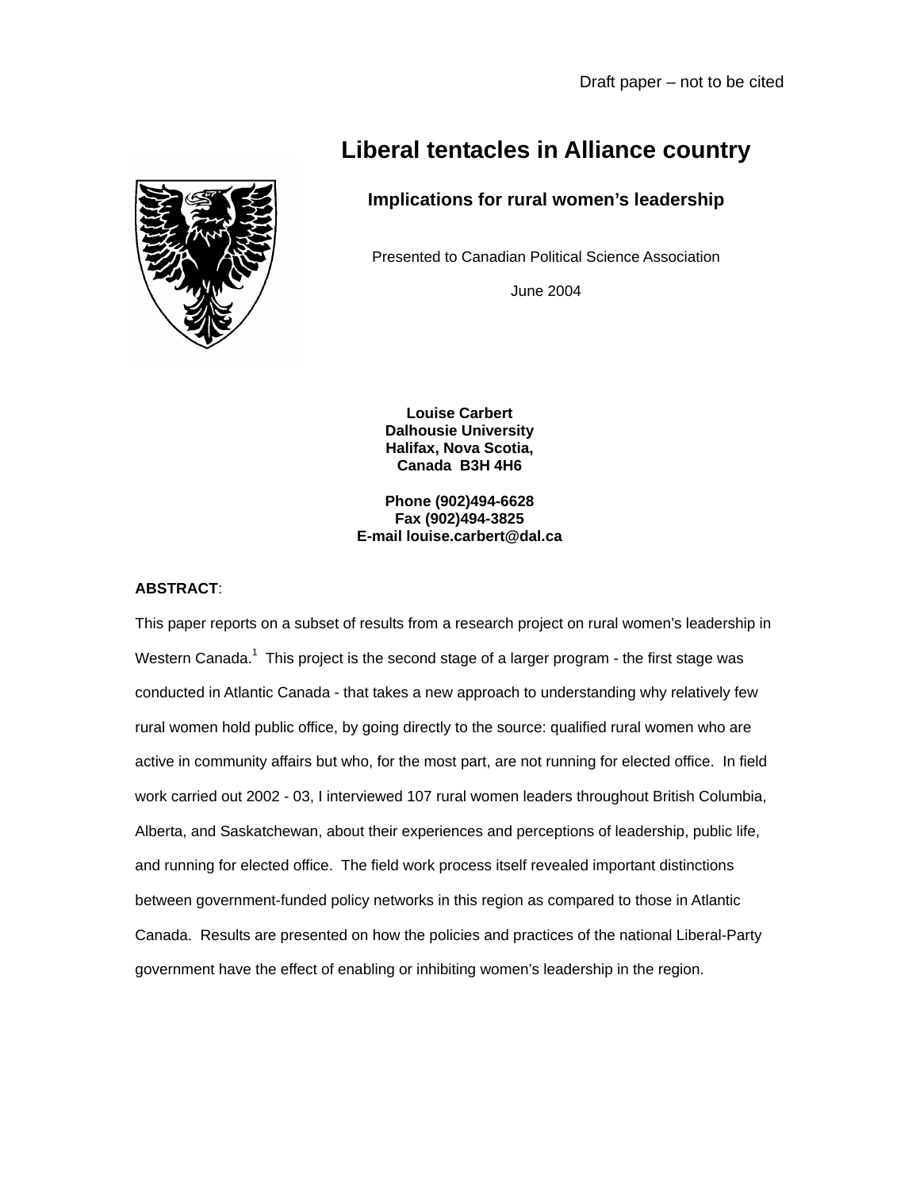Draft paper – not to be cited

# Liberal tentacles in Alliance country

## Implications for rural women's leadership

Presented to Canadian Political Science Association

June 2004

**Louise Carbert**
**Dalhousie University**
**Halifax, Nova Scotia,**
**Canada B3H 4H6**

**Phone (902)494-6628**
**Fax (902)494-3825**
**E-mail louise.carbert@dal.ca**

**ABSTRACT**:

This paper reports on a subset of results from a research project on rural women's leadership in Western Canada.[1] This project is the second stage of a larger program - the first stage was conducted in Atlantic Canada - that takes a new approach to understanding why relatively few rural women hold public office, by going directly to the source: qualified rural women who are active in community affairs but who, for the most part, are not running for elected office. In field work carried out 2002 - 03, I interviewed 107 rural women leaders throughout British Columbia, Alberta, and Saskatchewan, about their experiences and perceptions of leadership, public life, and running for elected office. The field work process itself revealed important distinctions between government-funded policy networks in this region as compared to those in Atlantic Canada. Results are presented on how the policies and practices of the national Liberal-Party government have the effect of enabling or inhibiting women's leadership in the region.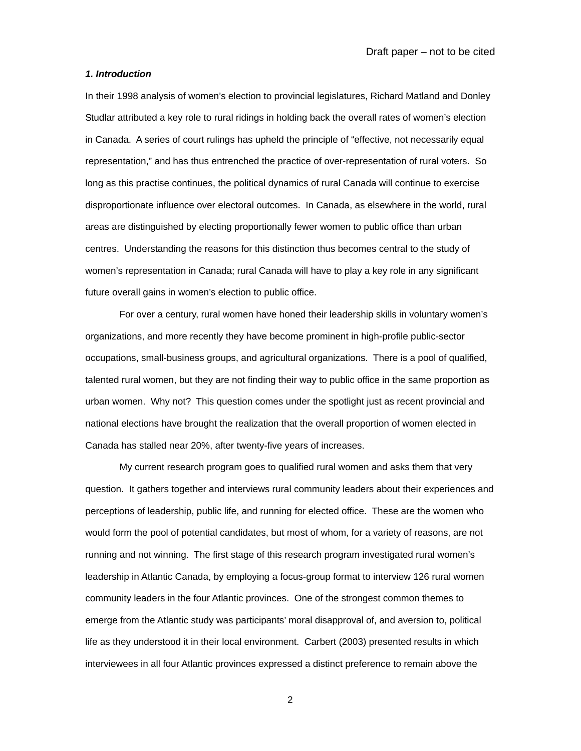### *1. Introduction*

In their 1998 analysis of women's election to provincial legislatures, Richard Matland and Donley Studlar attributed a key role to rural ridings in holding back the overall rates of women's election in Canada. A series of court rulings has upheld the principle of "effective, not necessarily equal representation," and has thus entrenched the practice of over-representation of rural voters. So long as this practise continues, the political dynamics of rural Canada will continue to exercise disproportionate influence over electoral outcomes. In Canada, as elsewhere in the world, rural areas are distinguished by electing proportionally fewer women to public office than urban centres. Understanding the reasons for this distinction thus becomes central to the study of women's representation in Canada; rural Canada will have to play a key role in any significant future overall gains in women's election to public office.

For over a century, rural women have honed their leadership skills in voluntary women's organizations, and more recently they have become prominent in high-profile public-sector occupations, small-business groups, and agricultural organizations. There is a pool of qualified, talented rural women, but they are not finding their way to public office in the same proportion as urban women. Why not? This question comes under the spotlight just as recent provincial and national elections have brought the realization that the overall proportion of women elected in Canada has stalled near 20%, after twenty-five years of increases.

My current research program goes to qualified rural women and asks them that very question. It gathers together and interviews rural community leaders about their experiences and perceptions of leadership, public life, and running for elected office. These are the women who would form the pool of potential candidates, but most of whom, for a variety of reasons, are not running and not winning. The first stage of this research program investigated rural women's leadership in Atlantic Canada, by employing a focus-group format to interview 126 rural women community leaders in the four Atlantic provinces. One of the strongest common themes to emerge from the Atlantic study was participants' moral disapproval of, and aversion to, political life as they understood it in their local environment. Carbert (2003) presented results in which interviewees in all four Atlantic provinces expressed a distinct preference to remain above the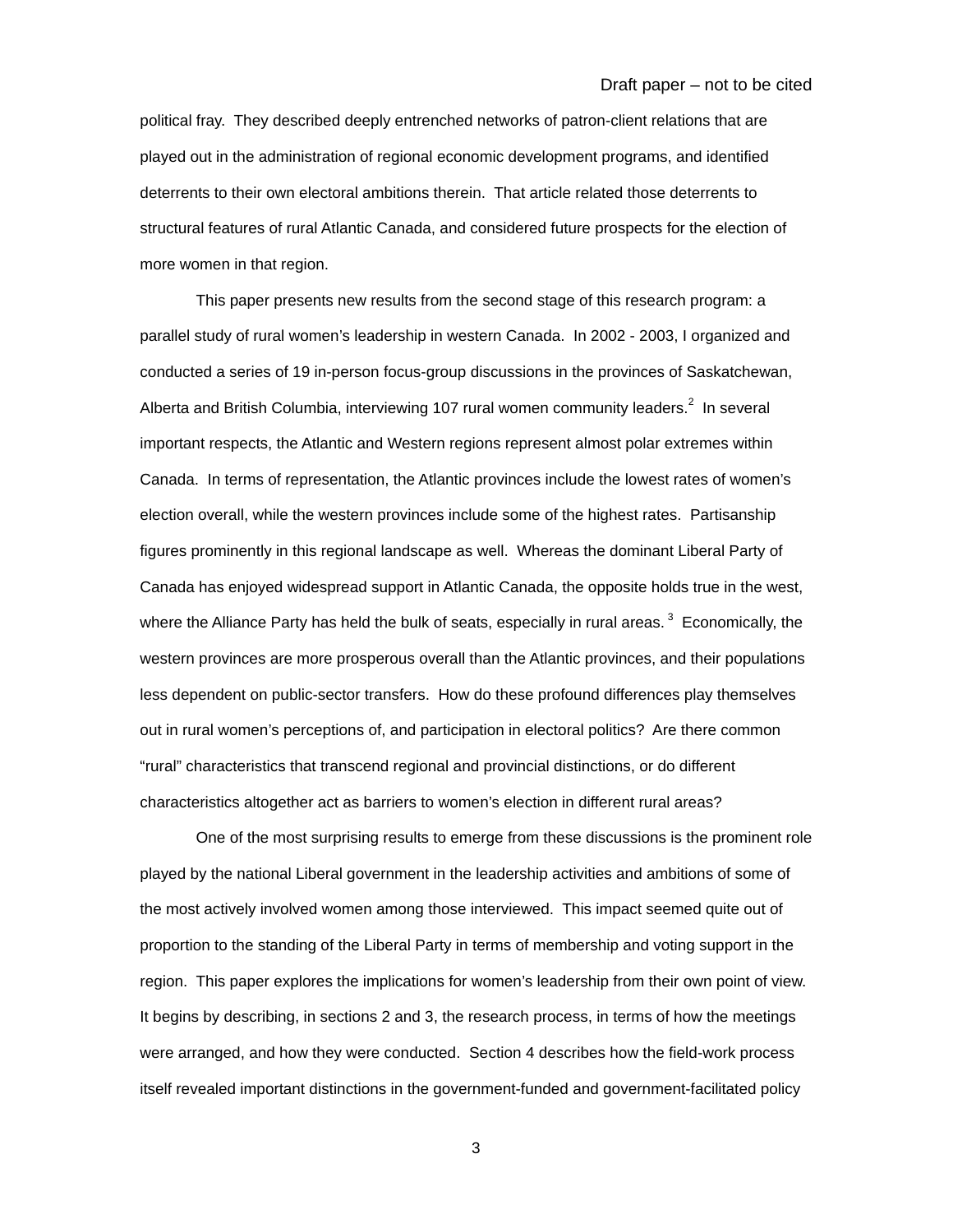political fray. They described deeply entrenched networks of patron-client relations that are played out in the administration of regional economic development programs, and identified deterrents to their own electoral ambitions therein. That article related those deterrents to structural features of rural Atlantic Canada, and considered future prospects for the election of more women in that region.

This paper presents new results from the second stage of this research program: a parallel study of rural women's leadership in western Canada. In 2002 - 2003, I organized and conducted a series of 19 in-person focus-group discussions in the provinces of Saskatchewan, Alberta and British Columbia, interviewing 107 rural women community leaders.[2] In several important respects, the Atlantic and Western regions represent almost polar extremes within Canada. In terms of representation, the Atlantic provinces include the lowest rates of women's election overall, while the western provinces include some of the highest rates. Partisanship figures prominently in this regional landscape as well. Whereas the dominant Liberal Party of Canada has enjoyed widespread support in Atlantic Canada, the opposite holds true in the west, where the Alliance Party has held the bulk of seats, especially in rural areas.[3] Economically, the western provinces are more prosperous overall than the Atlantic provinces, and their populations less dependent on public-sector transfers. How do these profound differences play themselves out in rural women's perceptions of, and participation in electoral politics? Are there common "rural" characteristics that transcend regional and provincial distinctions, or do different characteristics altogether act as barriers to women's election in different rural areas?

One of the most surprising results to emerge from these discussions is the prominent role played by the national Liberal government in the leadership activities and ambitions of some of the most actively involved women among those interviewed. This impact seemed quite out of proportion to the standing of the Liberal Party in terms of membership and voting support in the region. This paper explores the implications for women's leadership from their own point of view. It begins by describing, in sections 2 and 3, the research process, in terms of how the meetings were arranged, and how they were conducted. Section 4 describes how the field-work process itself revealed important distinctions in the government-funded and government-facilitated policy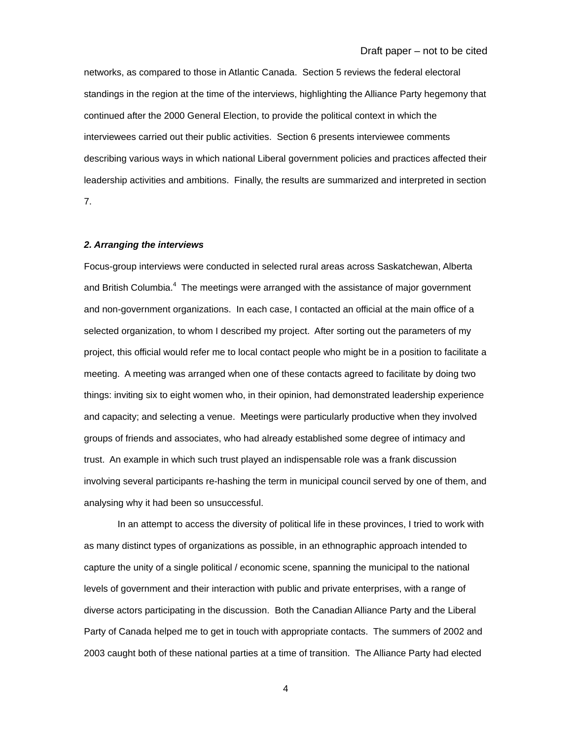networks, as compared to those in Atlantic Canada. Section 5 reviews the federal electoral standings in the region at the time of the interviews, highlighting the Alliance Party hegemony that continued after the 2000 General Election, to provide the political context in which the interviewees carried out their public activities. Section 6 presents interviewee comments describing various ways in which national Liberal government policies and practices affected their leadership activities and ambitions. Finally, the results are summarized and interpreted in section 7.

### *2. Arranging the interviews*

Focus-group interviews were conducted in selected rural areas across Saskatchewan, Alberta and British Columbia.[4] The meetings were arranged with the assistance of major government and non-government organizations. In each case, I contacted an official at the main office of a selected organization, to whom I described my project. After sorting out the parameters of my project, this official would refer me to local contact people who might be in a position to facilitate a meeting. A meeting was arranged when one of these contacts agreed to facilitate by doing two things: inviting six to eight women who, in their opinion, had demonstrated leadership experience and capacity; and selecting a venue. Meetings were particularly productive when they involved groups of friends and associates, who had already established some degree of intimacy and trust. An example in which such trust played an indispensable role was a frank discussion involving several participants re-hashing the term in municipal council served by one of them, and analysing why it had been so unsuccessful.

In an attempt to access the diversity of political life in these provinces, I tried to work with as many distinct types of organizations as possible, in an ethnographic approach intended to capture the unity of a single political / economic scene, spanning the municipal to the national levels of government and their interaction with public and private enterprises, with a range of diverse actors participating in the discussion. Both the Canadian Alliance Party and the Liberal Party of Canada helped me to get in touch with appropriate contacts. The summers of 2002 and 2003 caught both of these national parties at a time of transition. The Alliance Party had elected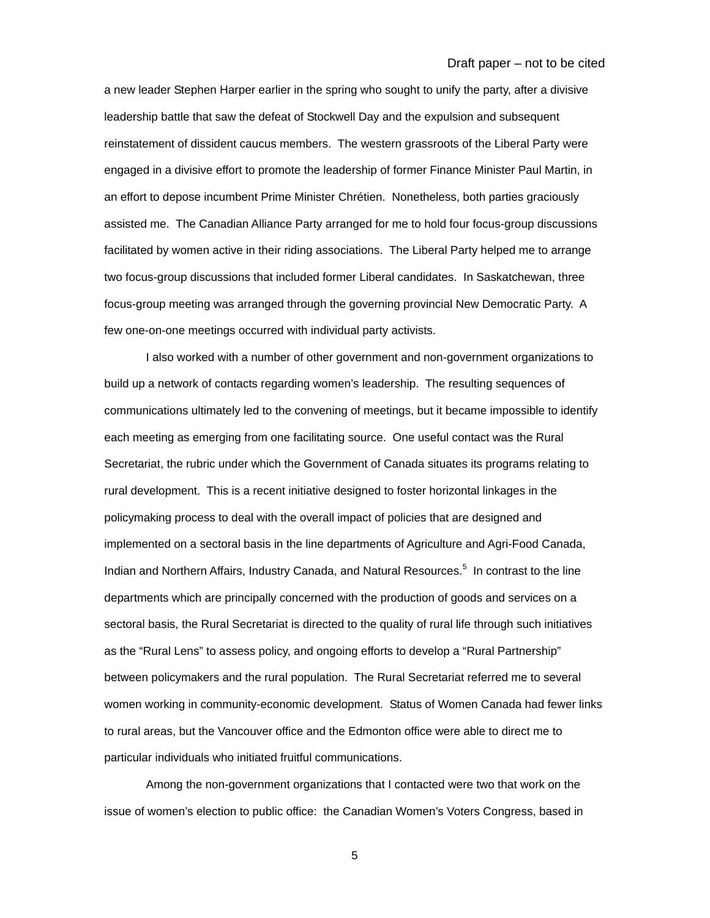a new leader Stephen Harper earlier in the spring who sought to unify the party, after a divisive leadership battle that saw the defeat of Stockwell Day and the expulsion and subsequent reinstatement of dissident caucus members. The western grassroots of the Liberal Party were engaged in a divisive effort to promote the leadership of former Finance Minister Paul Martin, in an effort to depose incumbent Prime Minister Chrétien. Nonetheless, both parties graciously assisted me. The Canadian Alliance Party arranged for me to hold four focus-group discussions facilitated by women active in their riding associations. The Liberal Party helped me to arrange two focus-group discussions that included former Liberal candidates. In Saskatchewan, three focus-group meeting was arranged through the governing provincial New Democratic Party. A few one-on-one meetings occurred with individual party activists.

I also worked with a number of other government and non-government organizations to build up a network of contacts regarding women's leadership. The resulting sequences of communications ultimately led to the convening of meetings, but it became impossible to identify each meeting as emerging from one facilitating source. One useful contact was the Rural Secretariat, the rubric under which the Government of Canada situates its programs relating to rural development. This is a recent initiative designed to foster horizontal linkages in the policymaking process to deal with the overall impact of policies that are designed and implemented on a sectoral basis in the line departments of Agriculture and Agri-Food Canada, Indian and Northern Affairs, Industry Canada, and Natural Resources.[5] In contrast to the line departments which are principally concerned with the production of goods and services on a sectoral basis, the Rural Secretariat is directed to the quality of rural life through such initiatives as the "Rural Lens" to assess policy, and ongoing efforts to develop a "Rural Partnership" between policymakers and the rural population. The Rural Secretariat referred me to several women working in community-economic development. Status of Women Canada had fewer links to rural areas, but the Vancouver office and the Edmonton office were able to direct me to particular individuals who initiated fruitful communications.

Among the non-government organizations that I contacted were two that work on the issue of women's election to public office: the Canadian Women's Voters Congress, based in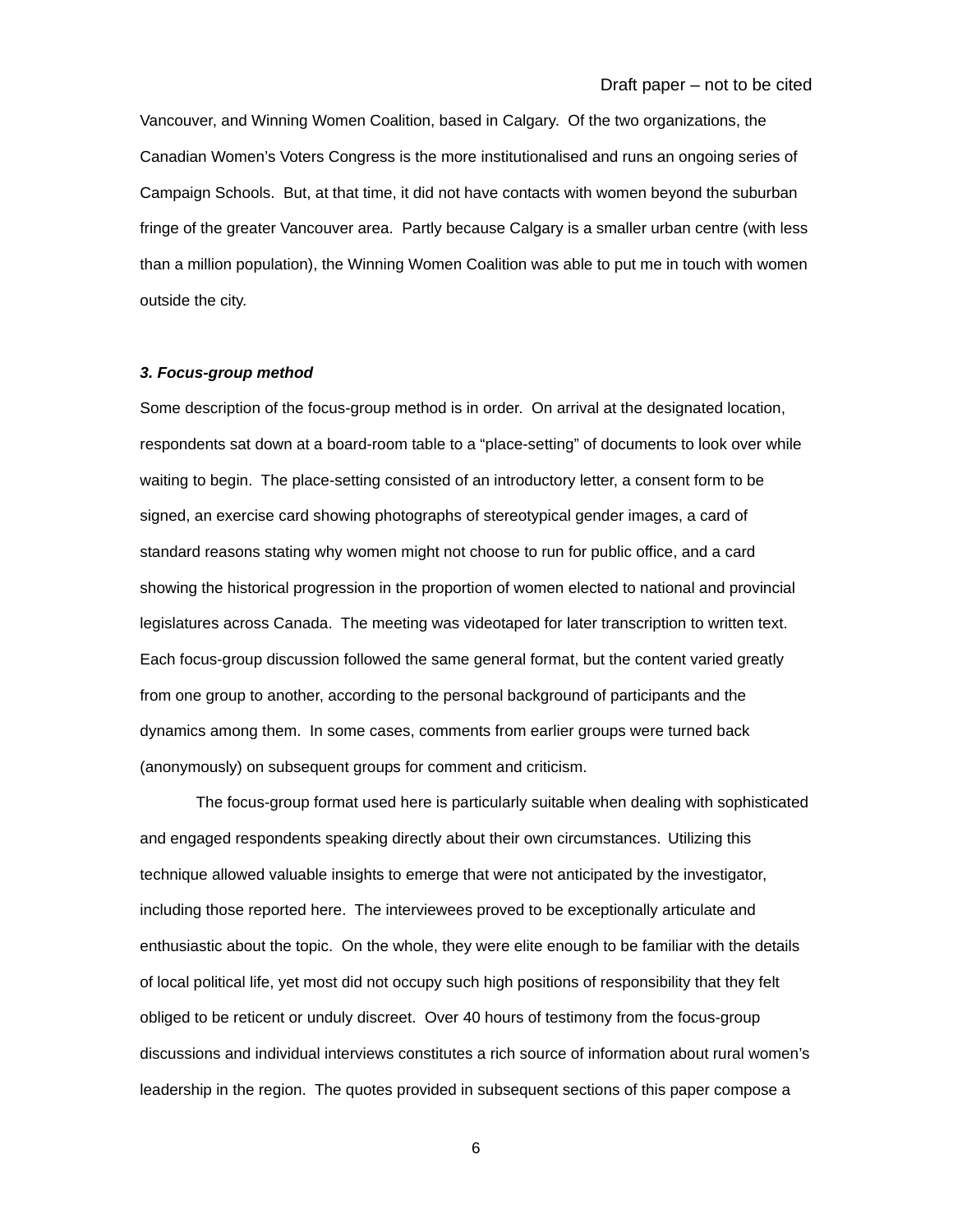Vancouver, and Winning Women Coalition, based in Calgary. Of the two organizations, the Canadian Women's Voters Congress is the more institutionalised and runs an ongoing series of Campaign Schools. But, at that time, it did not have contacts with women beyond the suburban fringe of the greater Vancouver area. Partly because Calgary is a smaller urban centre (with less than a million population), the Winning Women Coalition was able to put me in touch with women outside the city.

### *3. Focus-group method*

Some description of the focus-group method is in order. On arrival at the designated location, respondents sat down at a board-room table to a "place-setting" of documents to look over while waiting to begin. The place-setting consisted of an introductory letter, a consent form to be signed, an exercise card showing photographs of stereotypical gender images, a card of standard reasons stating why women might not choose to run for public office, and a card showing the historical progression in the proportion of women elected to national and provincial legislatures across Canada. The meeting was videotaped for later transcription to written text. Each focus-group discussion followed the same general format, but the content varied greatly from one group to another, according to the personal background of participants and the dynamics among them. In some cases, comments from earlier groups were turned back (anonymously) on subsequent groups for comment and criticism.

The focus-group format used here is particularly suitable when dealing with sophisticated and engaged respondents speaking directly about their own circumstances. Utilizing this technique allowed valuable insights to emerge that were not anticipated by the investigator, including those reported here. The interviewees proved to be exceptionally articulate and enthusiastic about the topic. On the whole, they were elite enough to be familiar with the details of local political life, yet most did not occupy such high positions of responsibility that they felt obliged to be reticent or unduly discreet. Over 40 hours of testimony from the focus-group discussions and individual interviews constitutes a rich source of information about rural women's leadership in the region. The quotes provided in subsequent sections of this paper compose a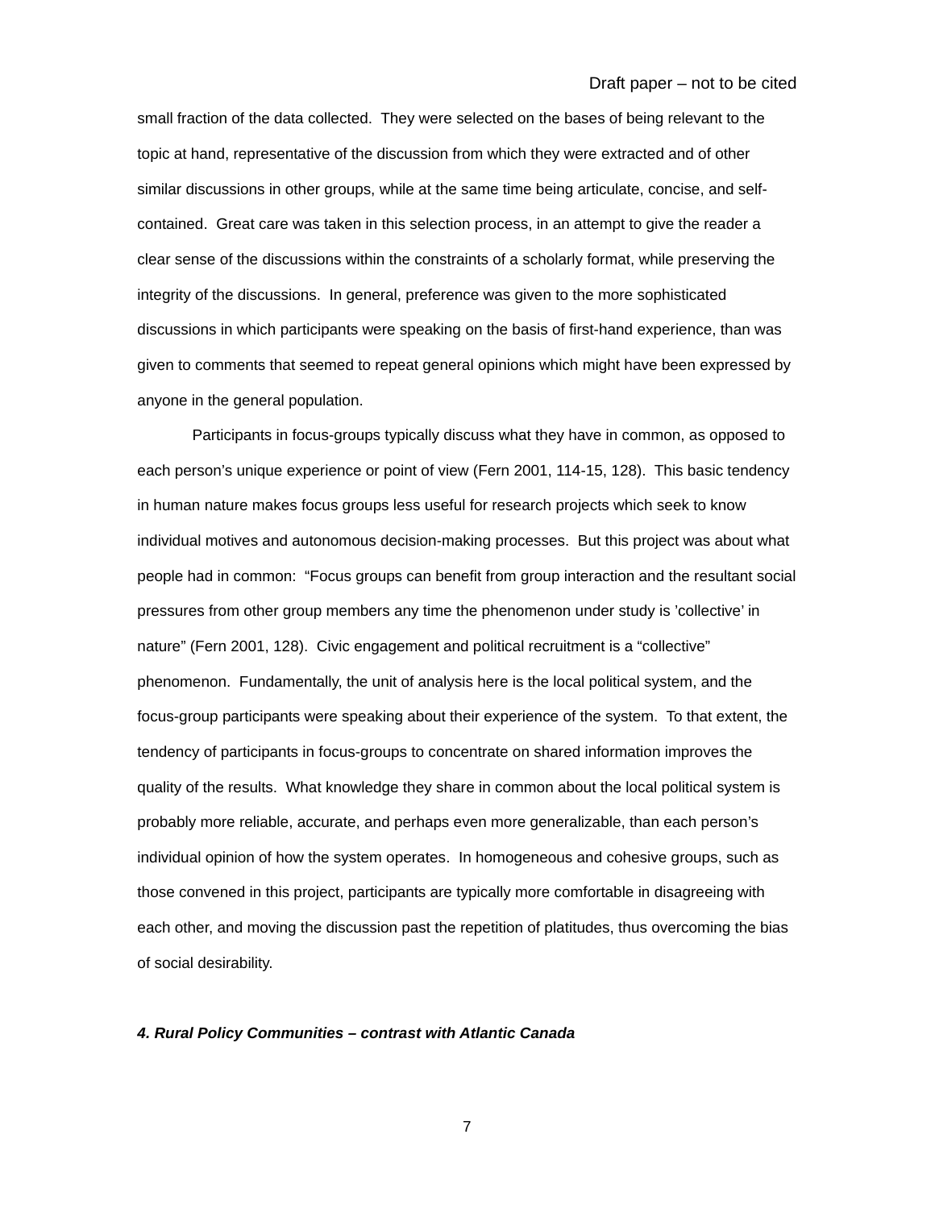small fraction of the data collected. They were selected on the bases of being relevant to the topic at hand, representative of the discussion from which they were extracted and of other similar discussions in other groups, while at the same time being articulate, concise, and self-contained. Great care was taken in this selection process, in an attempt to give the reader a clear sense of the discussions within the constraints of a scholarly format, while preserving the integrity of the discussions. In general, preference was given to the more sophisticated discussions in which participants were speaking on the basis of first-hand experience, than was given to comments that seemed to repeat general opinions which might have been expressed by anyone in the general population.

Participants in focus-groups typically discuss what they have in common, as opposed to each person's unique experience or point of view (Fern 2001, 114-15, 128). This basic tendency in human nature makes focus groups less useful for research projects which seek to know individual motives and autonomous decision-making processes. But this project was about what people had in common: "Focus groups can benefit from group interaction and the resultant social pressures from other group members any time the phenomenon under study is 'collective' in nature" (Fern 2001, 128). Civic engagement and political recruitment is a "collective" phenomenon. Fundamentally, the unit of analysis here is the local political system, and the focus-group participants were speaking about their experience of the system. To that extent, the tendency of participants in focus-groups to concentrate on shared information improves the quality of the results. What knowledge they share in common about the local political system is probably more reliable, accurate, and perhaps even more generalizable, than each person's individual opinion of how the system operates. In homogeneous and cohesive groups, such as those convened in this project, participants are typically more comfortable in disagreeing with each other, and moving the discussion past the repetition of platitudes, thus overcoming the bias of social desirability.

### *4. Rural Policy Communities – contrast with Atlantic Canada*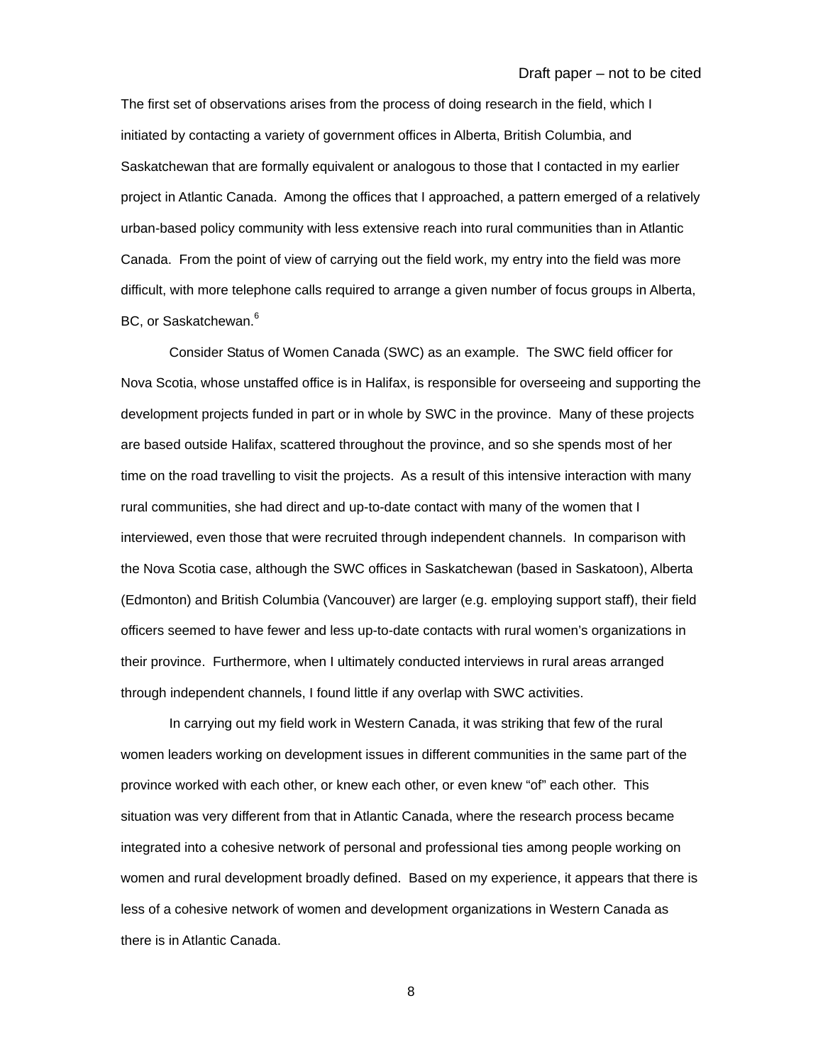The first set of observations arises from the process of doing research in the field, which I initiated by contacting a variety of government offices in Alberta, British Columbia, and Saskatchewan that are formally equivalent or analogous to those that I contacted in my earlier project in Atlantic Canada. Among the offices that I approached, a pattern emerged of a relatively urban-based policy community with less extensive reach into rural communities than in Atlantic Canada. From the point of view of carrying out the field work, my entry into the field was more difficult, with more telephone calls required to arrange a given number of focus groups in Alberta, BC, or Saskatchewan.[6]

Consider Status of Women Canada (SWC) as an example. The SWC field officer for Nova Scotia, whose unstaffed office is in Halifax, is responsible for overseeing and supporting the development projects funded in part or in whole by SWC in the province. Many of these projects are based outside Halifax, scattered throughout the province, and so she spends most of her time on the road travelling to visit the projects. As a result of this intensive interaction with many rural communities, she had direct and up-to-date contact with many of the women that I interviewed, even those that were recruited through independent channels. In comparison with the Nova Scotia case, although the SWC offices in Saskatchewan (based in Saskatoon), Alberta (Edmonton) and British Columbia (Vancouver) are larger (e.g. employing support staff), their field officers seemed to have fewer and less up-to-date contacts with rural women's organizations in their province. Furthermore, when I ultimately conducted interviews in rural areas arranged through independent channels, I found little if any overlap with SWC activities.

In carrying out my field work in Western Canada, it was striking that few of the rural women leaders working on development issues in different communities in the same part of the province worked with each other, or knew each other, or even knew "of" each other. This situation was very different from that in Atlantic Canada, where the research process became integrated into a cohesive network of personal and professional ties among people working on women and rural development broadly defined. Based on my experience, it appears that there is less of a cohesive network of women and development organizations in Western Canada as there is in Atlantic Canada.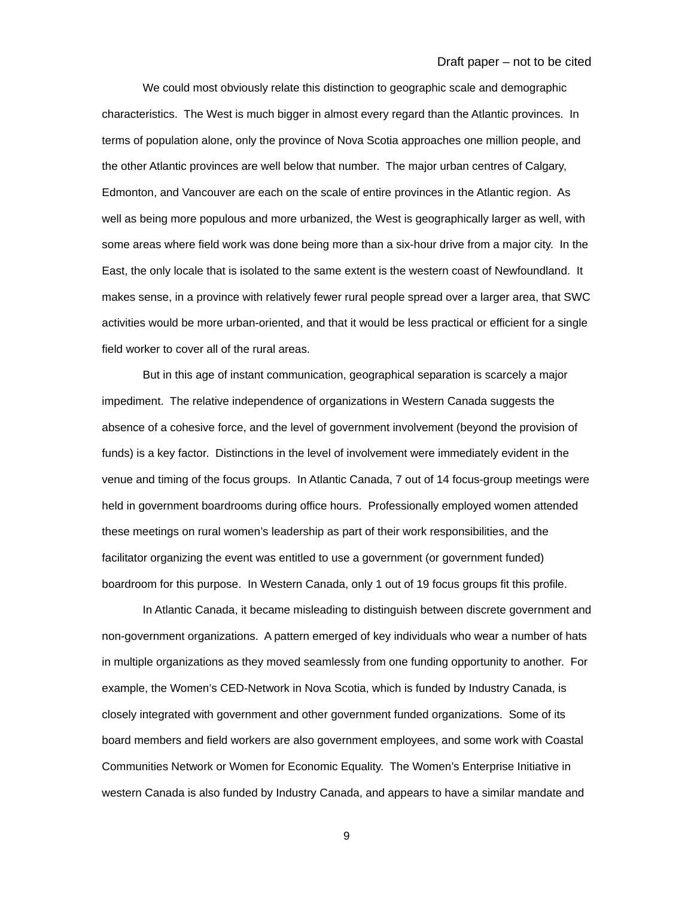We could most obviously relate this distinction to geographic scale and demographic characteristics. The West is much bigger in almost every regard than the Atlantic provinces. In terms of population alone, only the province of Nova Scotia approaches one million people, and the other Atlantic provinces are well below that number. The major urban centres of Calgary, Edmonton, and Vancouver are each on the scale of entire provinces in the Atlantic region. As well as being more populous and more urbanized, the West is geographically larger as well, with some areas where field work was done being more than a six-hour drive from a major city. In the East, the only locale that is isolated to the same extent is the western coast of Newfoundland. It makes sense, in a province with relatively fewer rural people spread over a larger area, that SWC activities would be more urban-oriented, and that it would be less practical or efficient for a single field worker to cover all of the rural areas.

But in this age of instant communication, geographical separation is scarcely a major impediment. The relative independence of organizations in Western Canada suggests the absence of a cohesive force, and the level of government involvement (beyond the provision of funds) is a key factor. Distinctions in the level of involvement were immediately evident in the venue and timing of the focus groups. In Atlantic Canada, 7 out of 14 focus-group meetings were held in government boardrooms during office hours. Professionally employed women attended these meetings on rural women's leadership as part of their work responsibilities, and the facilitator organizing the event was entitled to use a government (or government funded) boardroom for this purpose. In Western Canada, only 1 out of 19 focus groups fit this profile.

In Atlantic Canada, it became misleading to distinguish between discrete government and non-government organizations. A pattern emerged of key individuals who wear a number of hats in multiple organizations as they moved seamlessly from one funding opportunity to another. For example, the Women's CED-Network in Nova Scotia, which is funded by Industry Canada, is closely integrated with government and other government funded organizations. Some of its board members and field workers are also government employees, and some work with Coastal Communities Network or Women for Economic Equality. The Women's Enterprise Initiative in western Canada is also funded by Industry Canada, and appears to have a similar mandate and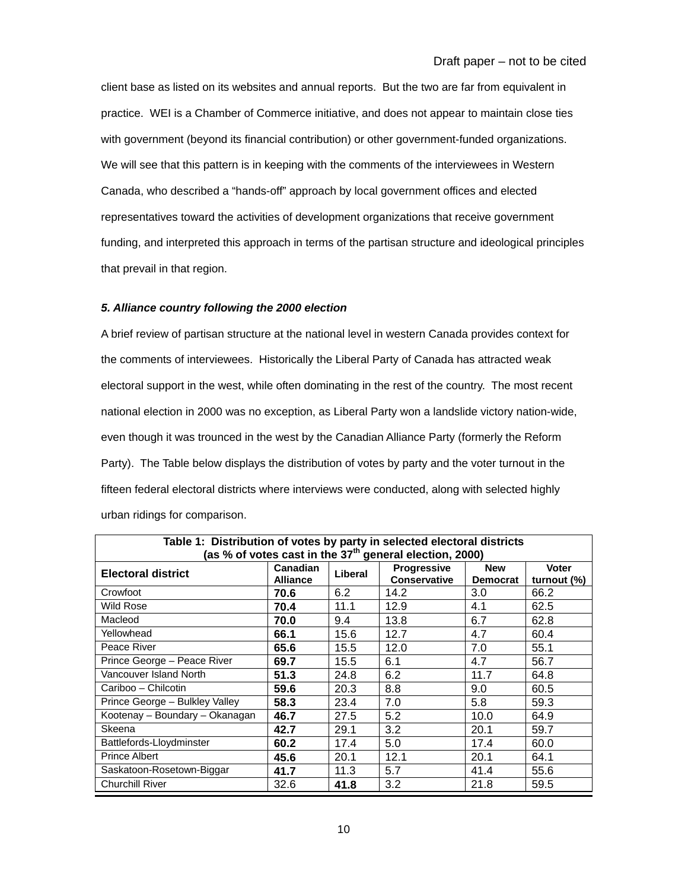client base as listed on its websites and annual reports. But the two are far from equivalent in practice. WEI is a Chamber of Commerce initiative, and does not appear to maintain close ties with government (beyond its financial contribution) or other government-funded organizations. We will see that this pattern is in keeping with the comments of the interviewees in Western Canada, who described a "hands-off" approach by local government offices and elected representatives toward the activities of development organizations that receive government funding, and interpreted this approach in terms of the partisan structure and ideological principles that prevail in that region.

### *5. Alliance country following the 2000 election*

A brief review of partisan structure at the national level in western Canada provides context for the comments of interviewees. Historically the Liberal Party of Canada has attracted weak electoral support in the west, while often dominating in the rest of the country. The most recent national election in 2000 was no exception, as Liberal Party won a landslide victory nation-wide, even though it was trounced in the west by the Canadian Alliance Party (formerly the Reform Party). The Table below displays the distribution of votes by party and the voter turnout in the fifteen federal electoral districts where interviews were conducted, along with selected highly urban ridings for comparison.

**Table 1: Distribution of votes by party in selected electoral districts (as % of votes cast in the 37th general election, 2000)**

| Electoral district | Canadian Alliance | Liberal | Progressive Conservative | New Democrat | Voter turnout (%) |
|---|---|---|---|---|---|
| Crowfoot | **70.6** | 6.2 | 14.2 | 3.0 | 66.2 |
| Wild Rose | **70.4** | 11.1 | 12.9 | 4.1 | 62.5 |
| Macleod | **70.0** | 9.4 | 13.8 | 6.7 | 62.8 |
| Yellowhead | **66.1** | 15.6 | 12.7 | 4.7 | 60.4 |
| Peace River | **65.6** | 15.5 | 12.0 | 7.0 | 55.1 |
| Prince George – Peace River | **69.7** | 15.5 | 6.1 | 4.7 | 56.7 |
| Vancouver Island North | **51.3** | 24.8 | 6.2 | 11.7 | 64.8 |
| Cariboo – Chilcotin | **59.6** | 20.3 | 8.8 | 9.0 | 60.5 |
| Prince George – Bulkley Valley | **58.3** | 23.4 | 7.0 | 5.8 | 59.3 |
| Kootenay – Boundary – Okanagan | **46.7** | 27.5 | 5.2 | 10.0 | 64.9 |
| Skeena | **42.7** | 29.1 | 3.2 | 20.1 | 59.7 |
| Battlefords-Lloydminster | **60.2** | 17.4 | 5.0 | 17.4 | 60.0 |
| Prince Albert | **45.6** | 20.1 | 12.1 | 20.1 | 64.1 |
| Saskatoon-Rosetown-Biggar | **41.7** | 11.3 | 5.7 | 41.4 | 55.6 |
| Churchill River | 32.6 | **41.8** | 3.2 | 21.8 | 59.5 |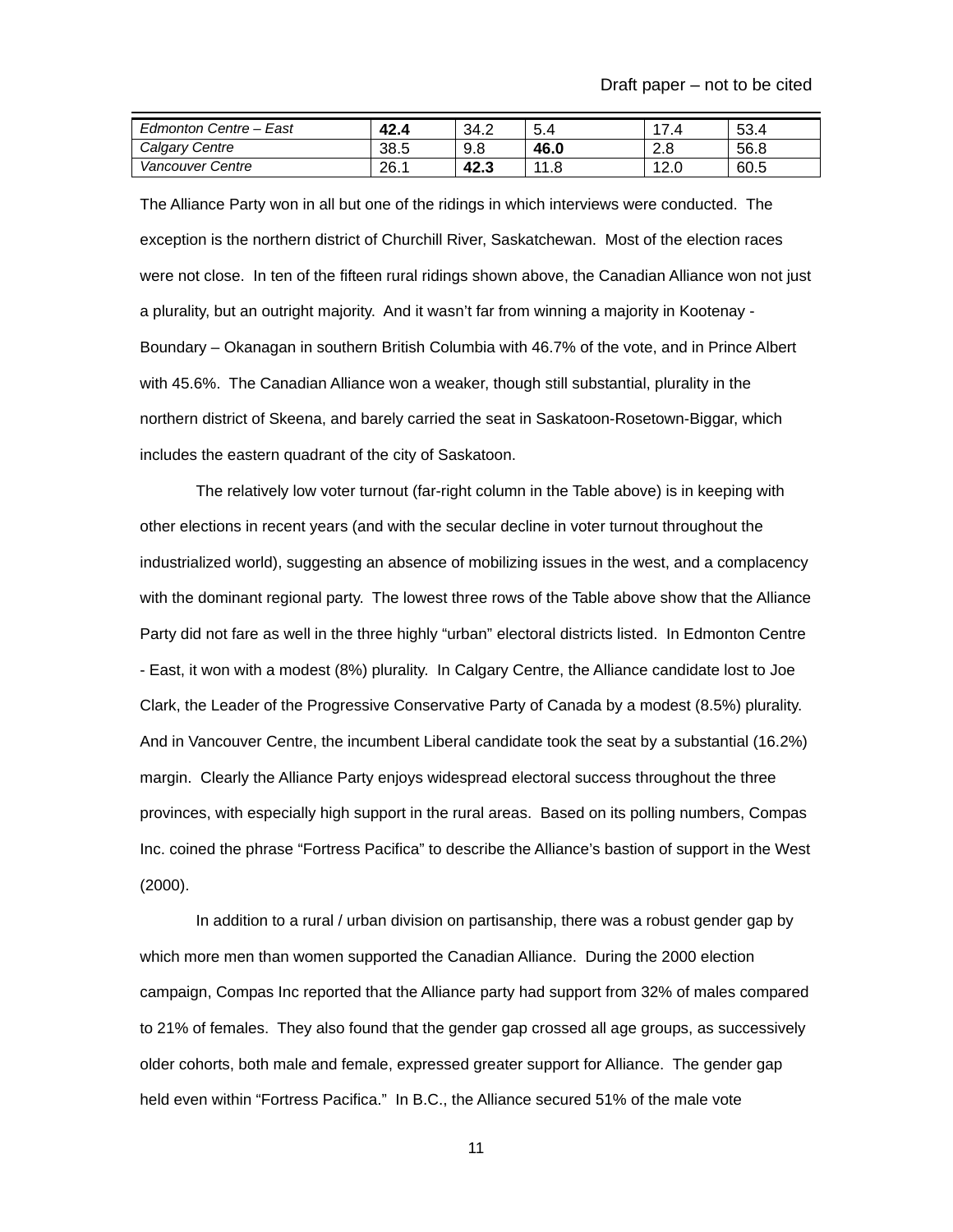| | | | | | |
|---|---|---|---|---|---|
| *Edmonton Centre – East* | **42.4** | 34.2 | 5.4 | 17.4 | 53.4 |
| *Calgary Centre* | 38.5 | 9.8 | **46.0** | 2.8 | 56.8 |
| *Vancouver Centre* | 26.1 | **42.3** | 11.8 | 12.0 | 60.5 |

The Alliance Party won in all but one of the ridings in which interviews were conducted. The exception is the northern district of Churchill River, Saskatchewan. Most of the election races were not close. In ten of the fifteen rural ridings shown above, the Canadian Alliance won not just a plurality, but an outright majority. And it wasn't far from winning a majority in Kootenay - Boundary – Okanagan in southern British Columbia with 46.7% of the vote, and in Prince Albert with 45.6%. The Canadian Alliance won a weaker, though still substantial, plurality in the northern district of Skeena, and barely carried the seat in Saskatoon-Rosetown-Biggar, which includes the eastern quadrant of the city of Saskatoon.

The relatively low voter turnout (far-right column in the Table above) is in keeping with other elections in recent years (and with the secular decline in voter turnout throughout the industrialized world), suggesting an absence of mobilizing issues in the west, and a complacency with the dominant regional party. The lowest three rows of the Table above show that the Alliance Party did not fare as well in the three highly "urban" electoral districts listed. In Edmonton Centre - East, it won with a modest (8%) plurality. In Calgary Centre, the Alliance candidate lost to Joe Clark, the Leader of the Progressive Conservative Party of Canada by a modest (8.5%) plurality. And in Vancouver Centre, the incumbent Liberal candidate took the seat by a substantial (16.2%) margin. Clearly the Alliance Party enjoys widespread electoral success throughout the three provinces, with especially high support in the rural areas. Based on its polling numbers, Compas Inc. coined the phrase "Fortress Pacifica" to describe the Alliance's bastion of support in the West (2000).

In addition to a rural / urban division on partisanship, there was a robust gender gap by which more men than women supported the Canadian Alliance. During the 2000 election campaign, Compas Inc reported that the Alliance party had support from 32% of males compared to 21% of females. They also found that the gender gap crossed all age groups, as successively older cohorts, both male and female, expressed greater support for Alliance. The gender gap held even within "Fortress Pacifica." In B.C., the Alliance secured 51% of the male vote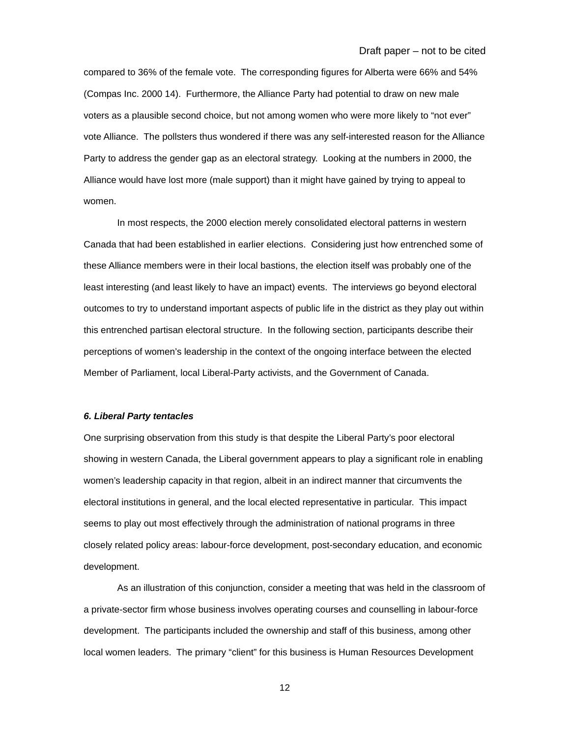compared to 36% of the female vote.  The corresponding figures for Alberta were 66% and 54% (Compas Inc. 2000 14).  Furthermore, the Alliance Party had potential to draw on new male voters as a plausible second choice, but not among women who were more likely to "not ever" vote Alliance.  The pollsters thus wondered if there was any self-interested reason for the Alliance Party to address the gender gap as an electoral strategy.  Looking at the numbers in 2000, the Alliance would have lost more (male support) than it might have gained by trying to appeal to women.

In most respects, the 2000 election merely consolidated electoral patterns in western Canada that had been established in earlier elections.  Considering just how entrenched some of these Alliance members were in their local bastions, the election itself was probably one of the least interesting (and least likely to have an impact) events.  The interviews go beyond electoral outcomes to try to understand important aspects of public life in the district as they play out within this entrenched partisan electoral structure.  In the following section, participants describe their perceptions of women's leadership in the context of the ongoing interface between the elected Member of Parliament, local Liberal-Party activists, and the Government of Canada.

### *6. Liberal Party tentacles*

One surprising observation from this study is that despite the Liberal Party's poor electoral showing in western Canada, the Liberal government appears to play a significant role in enabling women's leadership capacity in that region, albeit in an indirect manner that circumvents the electoral institutions in general, and the local elected representative in particular.  This impact seems to play out most effectively through the administration of national programs in three closely related policy areas: labour-force development, post-secondary education, and economic development.

As an illustration of this conjunction, consider a meeting that was held in the classroom of a private-sector firm whose business involves operating courses and counselling in labour-force development.  The participants included the ownership and staff of this business, among other local women leaders.  The primary "client" for this business is Human Resources Development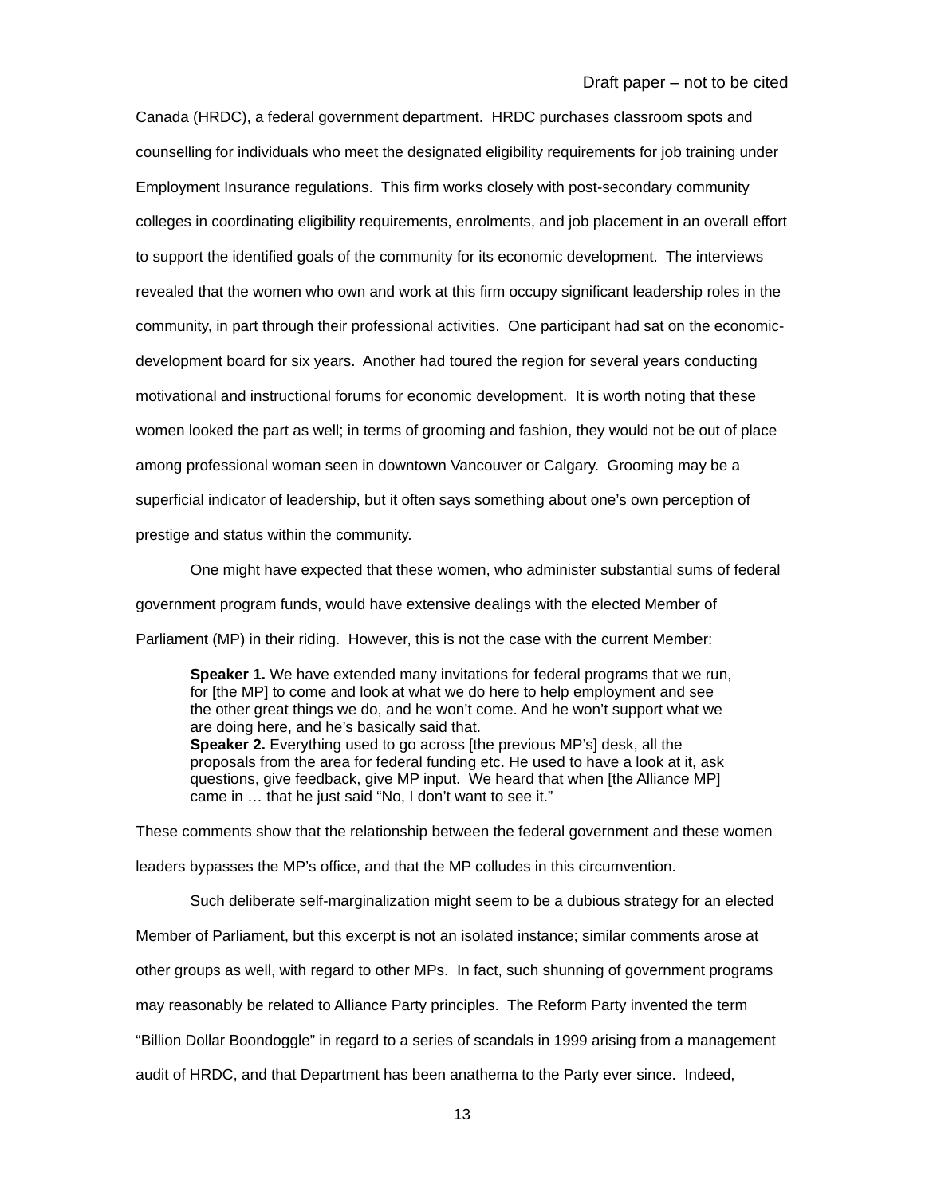Canada (HRDC), a federal government department. HRDC purchases classroom spots and counselling for individuals who meet the designated eligibility requirements for job training under Employment Insurance regulations. This firm works closely with post-secondary community colleges in coordinating eligibility requirements, enrolments, and job placement in an overall effort to support the identified goals of the community for its economic development. The interviews revealed that the women who own and work at this firm occupy significant leadership roles in the community, in part through their professional activities. One participant had sat on the economic-development board for six years. Another had toured the region for several years conducting motivational and instructional forums for economic development. It is worth noting that these women looked the part as well; in terms of grooming and fashion, they would not be out of place among professional woman seen in downtown Vancouver or Calgary. Grooming may be a superficial indicator of leadership, but it often says something about one's own perception of prestige and status within the community.

One might have expected that these women, who administer substantial sums of federal government program funds, would have extensive dealings with the elected Member of Parliament (MP) in their riding. However, this is not the case with the current Member:

> **Speaker 1.** We have extended many invitations for federal programs that we run, for [the MP] to come and look at what we do here to help employment and see the other great things we do, and he won't come. And he won't support what we are doing here, and he's basically said that.
> **Speaker 2.** Everything used to go across [the previous MP's] desk, all the proposals from the area for federal funding etc. He used to have a look at it, ask questions, give feedback, give MP input. We heard that when [the Alliance MP] came in … that he just said "No, I don't want to see it."

These comments show that the relationship between the federal government and these women leaders bypasses the MP's office, and that the MP colludes in this circumvention.

Such deliberate self-marginalization might seem to be a dubious strategy for an elected Member of Parliament, but this excerpt is not an isolated instance; similar comments arose at other groups as well, with regard to other MPs. In fact, such shunning of government programs may reasonably be related to Alliance Party principles. The Reform Party invented the term "Billion Dollar Boondoggle" in regard to a series of scandals in 1999 arising from a management audit of HRDC, and that Department has been anathema to the Party ever since. Indeed,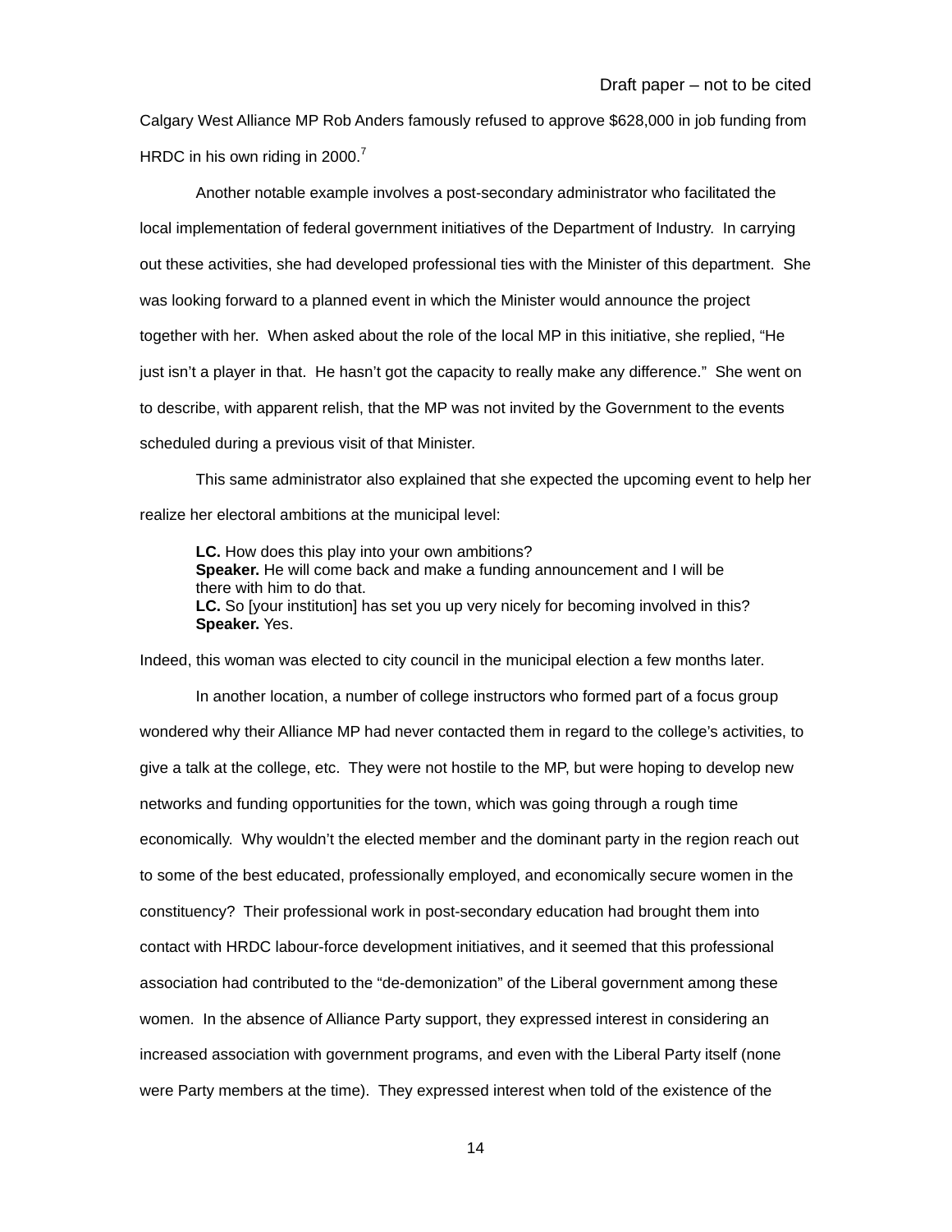Calgary West Alliance MP Rob Anders famously refused to approve $628,000 in job funding from HRDC in his own riding in 2000.[7]

Another notable example involves a post-secondary administrator who facilitated the local implementation of federal government initiatives of the Department of Industry. In carrying out these activities, she had developed professional ties with the Minister of this department. She was looking forward to a planned event in which the Minister would announce the project together with her. When asked about the role of the local MP in this initiative, she replied, "He just isn't a player in that. He hasn't got the capacity to really make any difference." She went on to describe, with apparent relish, that the MP was not invited by the Government to the events scheduled during a previous visit of that Minister.

This same administrator also explained that she expected the upcoming event to help her realize her electoral ambitions at the municipal level:

> **LC.** How does this play into your own ambitions?
> **Speaker.** He will come back and make a funding announcement and I will be there with him to do that.
> **LC.** So [your institution] has set you up very nicely for becoming involved in this?
> **Speaker.** Yes.

Indeed, this woman was elected to city council in the municipal election a few months later.

In another location, a number of college instructors who formed part of a focus group wondered why their Alliance MP had never contacted them in regard to the college's activities, to give a talk at the college, etc. They were not hostile to the MP, but were hoping to develop new networks and funding opportunities for the town, which was going through a rough time economically. Why wouldn't the elected member and the dominant party in the region reach out to some of the best educated, professionally employed, and economically secure women in the constituency? Their professional work in post-secondary education had brought them into contact with HRDC labour-force development initiatives, and it seemed that this professional association had contributed to the "de-demonization" of the Liberal government among these women. In the absence of Alliance Party support, they expressed interest in considering an increased association with government programs, and even with the Liberal Party itself (none were Party members at the time). They expressed interest when told of the existence of the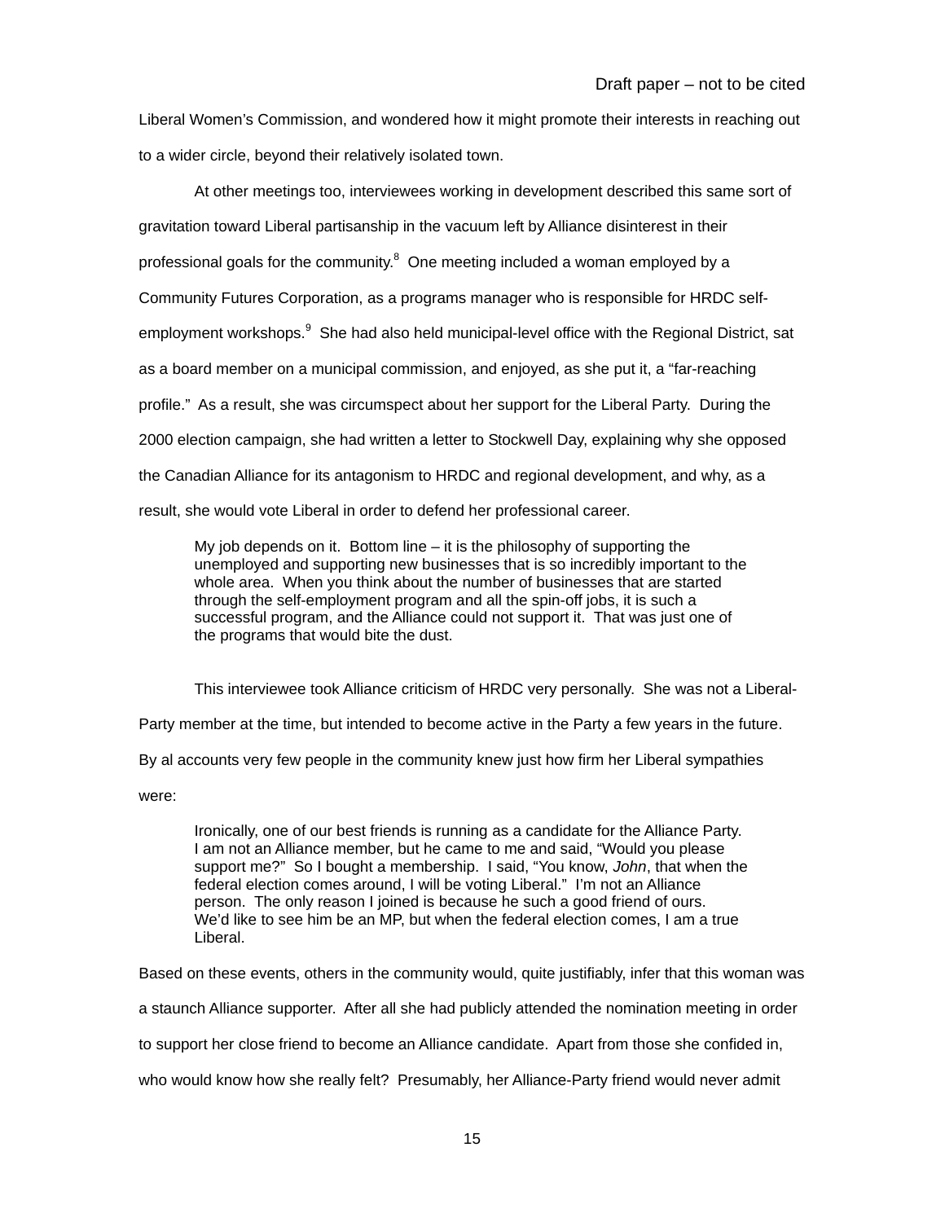Liberal Women's Commission, and wondered how it might promote their interests in reaching out to a wider circle, beyond their relatively isolated town.

At other meetings too, interviewees working in development described this same sort of gravitation toward Liberal partisanship in the vacuum left by Alliance disinterest in their professional goals for the community.[8] One meeting included a woman employed by a Community Futures Corporation, as a programs manager who is responsible for HRDC self-employment workshops.[9] She had also held municipal-level office with the Regional District, sat as a board member on a municipal commission, and enjoyed, as she put it, a "far-reaching profile." As a result, she was circumspect about her support for the Liberal Party. During the 2000 election campaign, she had written a letter to Stockwell Day, explaining why she opposed the Canadian Alliance for its antagonism to HRDC and regional development, and why, as a result, she would vote Liberal in order to defend her professional career.

> My job depends on it. Bottom line – it is the philosophy of supporting the unemployed and supporting new businesses that is so incredibly important to the whole area. When you think about the number of businesses that are started through the self-employment program and all the spin-off jobs, it is such a successful program, and the Alliance could not support it. That was just one of the programs that would bite the dust.

This interviewee took Alliance criticism of HRDC very personally. She was not a Liberal-Party member at the time, but intended to become active in the Party a few years in the future. By al accounts very few people in the community knew just how firm her Liberal sympathies were:

> Ironically, one of our best friends is running as a candidate for the Alliance Party. I am not an Alliance member, but he came to me and said, "Would you please support me?" So I bought a membership. I said, "You know, *John*, that when the federal election comes around, I will be voting Liberal." I'm not an Alliance person. The only reason I joined is because he such a good friend of ours. We'd like to see him be an MP, but when the federal election comes, I am a true Liberal.

Based on these events, others in the community would, quite justifiably, infer that this woman was a staunch Alliance supporter. After all she had publicly attended the nomination meeting in order to support her close friend to become an Alliance candidate. Apart from those she confided in, who would know how she really felt? Presumably, her Alliance-Party friend would never admit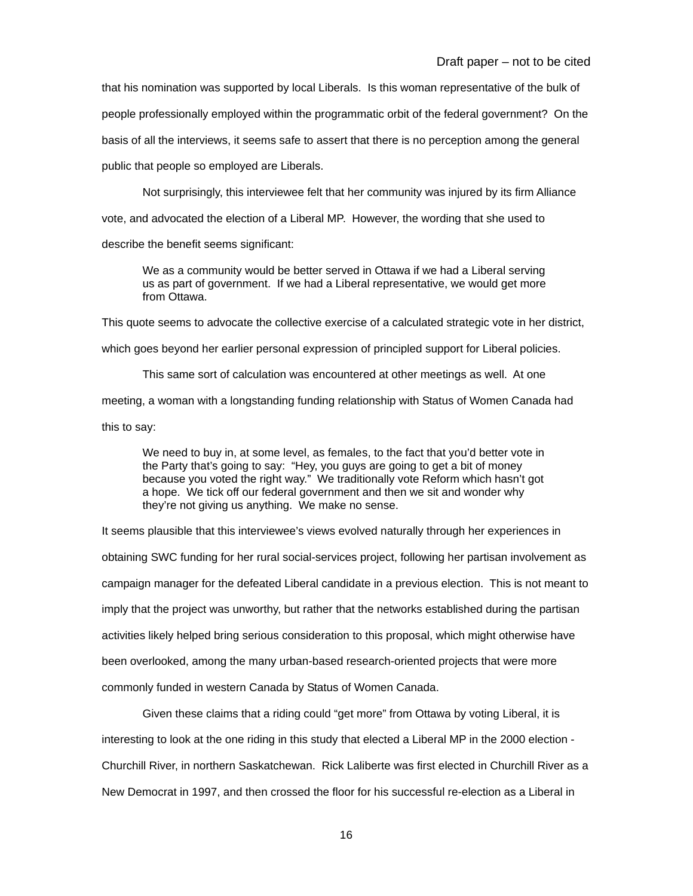that his nomination was supported by local Liberals. Is this woman representative of the bulk of people professionally employed within the programmatic orbit of the federal government? On the basis of all the interviews, it seems safe to assert that there is no perception among the general public that people so employed are Liberals.

Not surprisingly, this interviewee felt that her community was injured by its firm Alliance vote, and advocated the election of a Liberal MP. However, the wording that she used to describe the benefit seems significant:

> We as a community would be better served in Ottawa if we had a Liberal serving us as part of government. If we had a Liberal representative, we would get more from Ottawa.

This quote seems to advocate the collective exercise of a calculated strategic vote in her district, which goes beyond her earlier personal expression of principled support for Liberal policies.

This same sort of calculation was encountered at other meetings as well. At one meeting, a woman with a longstanding funding relationship with Status of Women Canada had this to say:

> We need to buy in, at some level, as females, to the fact that you'd better vote in the Party that's going to say: "Hey, you guys are going to get a bit of money because you voted the right way." We traditionally vote Reform which hasn't got a hope. We tick off our federal government and then we sit and wonder why they're not giving us anything. We make no sense.

It seems plausible that this interviewee's views evolved naturally through her experiences in obtaining SWC funding for her rural social-services project, following her partisan involvement as campaign manager for the defeated Liberal candidate in a previous election. This is not meant to imply that the project was unworthy, but rather that the networks established during the partisan activities likely helped bring serious consideration to this proposal, which might otherwise have been overlooked, among the many urban-based research-oriented projects that were more commonly funded in western Canada by Status of Women Canada.

Given these claims that a riding could "get more" from Ottawa by voting Liberal, it is interesting to look at the one riding in this study that elected a Liberal MP in the 2000 election - Churchill River, in northern Saskatchewan. Rick Laliberte was first elected in Churchill River as a New Democrat in 1997, and then crossed the floor for his successful re-election as a Liberal in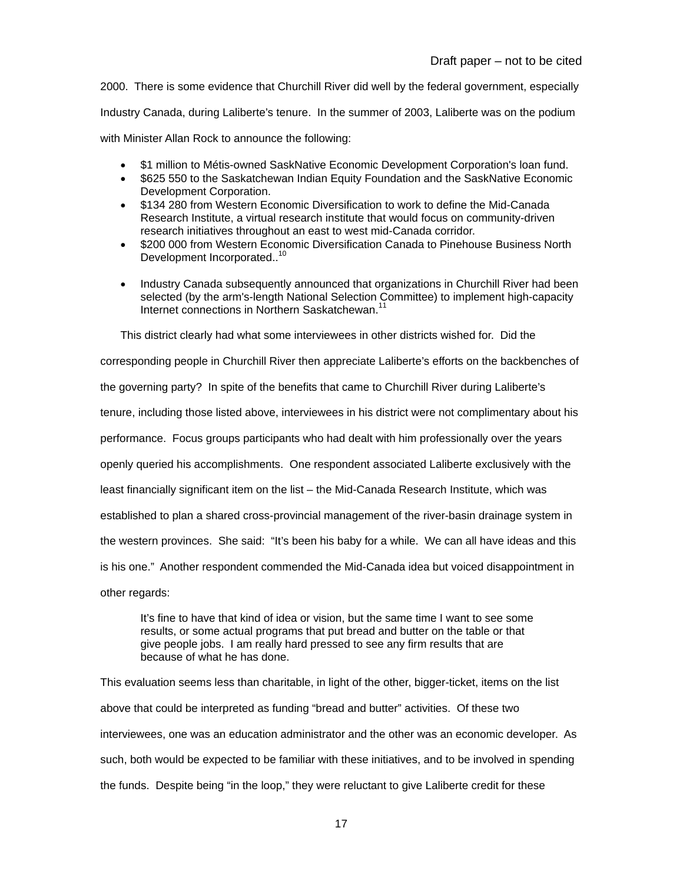2000. There is some evidence that Churchill River did well by the federal government, especially Industry Canada, during Laliberte's tenure. In the summer of 2003, Laliberte was on the podium with Minister Allan Rock to announce the following:

- $1 million to Métis-owned SaskNative Economic Development Corporation's loan fund.
- $625 550 to the Saskatchewan Indian Equity Foundation and the SaskNative Economic Development Corporation.
- $134 280 from Western Economic Diversification to work to define the Mid-Canada Research Institute, a virtual research institute that would focus on community-driven research initiatives throughout an east to west mid-Canada corridor.
- $200 000 from Western Economic Diversification Canada to Pinehouse Business North Development Incorporated..[10]
- Industry Canada subsequently announced that organizations in Churchill River had been selected (by the arm's-length National Selection Committee) to implement high-capacity Internet connections in Northern Saskatchewan.[11]

This district clearly had what some interviewees in other districts wished for. Did the corresponding people in Churchill River then appreciate Laliberte's efforts on the backbenches of the governing party? In spite of the benefits that came to Churchill River during Laliberte's tenure, including those listed above, interviewees in his district were not complimentary about his performance. Focus groups participants who had dealt with him professionally over the years openly queried his accomplishments. One respondent associated Laliberte exclusively with the least financially significant item on the list – the Mid-Canada Research Institute, which was established to plan a shared cross-provincial management of the river-basin drainage system in the western provinces. She said: "It's been his baby for a while. We can all have ideas and this is his one." Another respondent commended the Mid-Canada idea but voiced disappointment in other regards:

> It's fine to have that kind of idea or vision, but the same time I want to see some results, or some actual programs that put bread and butter on the table or that give people jobs. I am really hard pressed to see any firm results that are because of what he has done.

This evaluation seems less than charitable, in light of the other, bigger-ticket, items on the list above that could be interpreted as funding "bread and butter" activities. Of these two interviewees, one was an education administrator and the other was an economic developer. As such, both would be expected to be familiar with these initiatives, and to be involved in spending the funds. Despite being "in the loop," they were reluctant to give Laliberte credit for these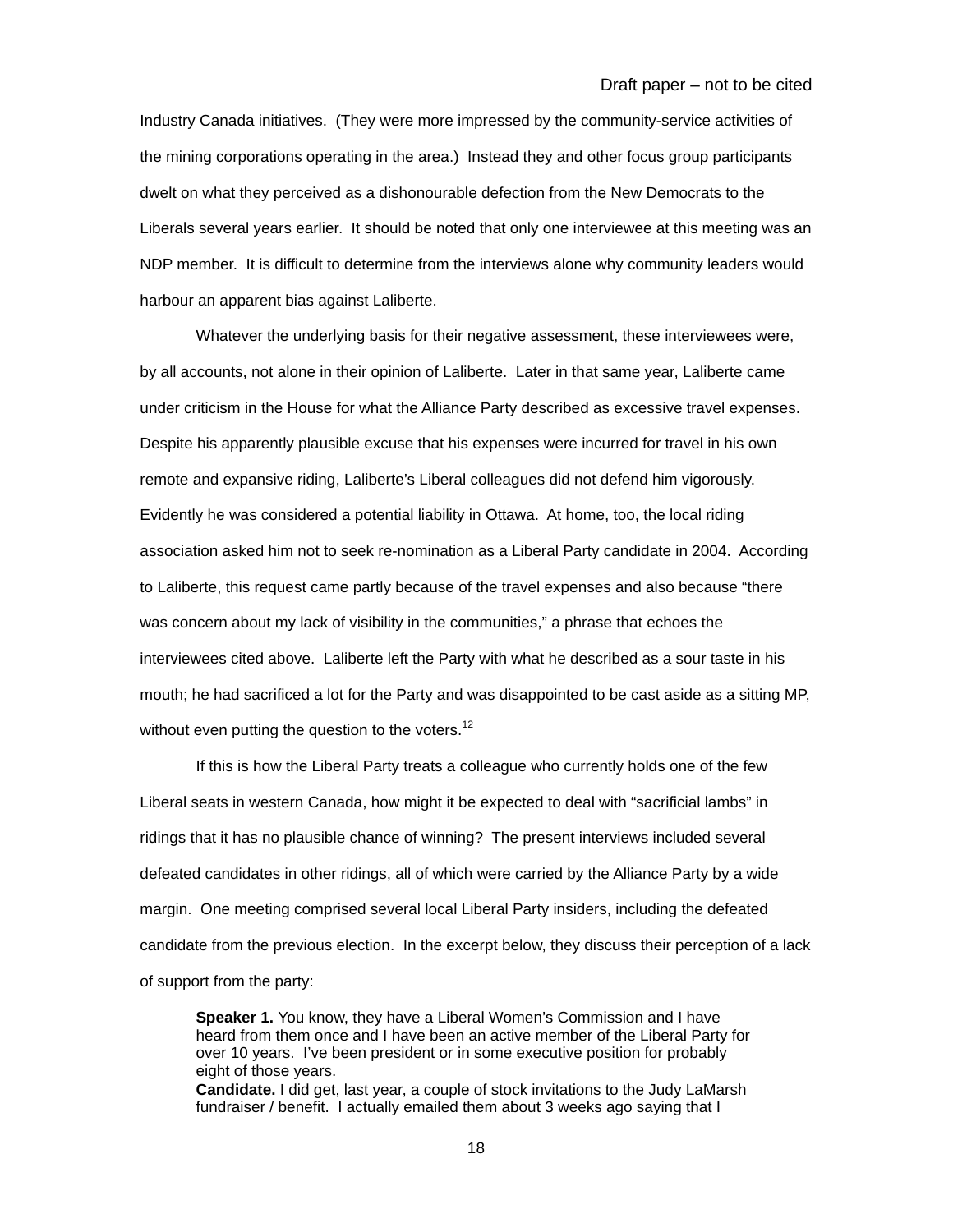Industry Canada initiatives. (They were more impressed by the community-service activities of the mining corporations operating in the area.) Instead they and other focus group participants dwelt on what they perceived as a dishonourable defection from the New Democrats to the Liberals several years earlier. It should be noted that only one interviewee at this meeting was an NDP member. It is difficult to determine from the interviews alone why community leaders would harbour an apparent bias against Laliberte.

Whatever the underlying basis for their negative assessment, these interviewees were, by all accounts, not alone in their opinion of Laliberte. Later in that same year, Laliberte came under criticism in the House for what the Alliance Party described as excessive travel expenses. Despite his apparently plausible excuse that his expenses were incurred for travel in his own remote and expansive riding, Laliberte's Liberal colleagues did not defend him vigorously. Evidently he was considered a potential liability in Ottawa. At home, too, the local riding association asked him not to seek re-nomination as a Liberal Party candidate in 2004. According to Laliberte, this request came partly because of the travel expenses and also because "there was concern about my lack of visibility in the communities," a phrase that echoes the interviewees cited above. Laliberte left the Party with what he described as a sour taste in his mouth; he had sacrificed a lot for the Party and was disappointed to be cast aside as a sitting MP, without even putting the question to the voters.[12]

If this is how the Liberal Party treats a colleague who currently holds one of the few Liberal seats in western Canada, how might it be expected to deal with "sacrificial lambs" in ridings that it has no plausible chance of winning? The present interviews included several defeated candidates in other ridings, all of which were carried by the Alliance Party by a wide margin. One meeting comprised several local Liberal Party insiders, including the defeated candidate from the previous election. In the excerpt below, they discuss their perception of a lack of support from the party:

> **Speaker 1.** You know, they have a Liberal Women's Commission and I have heard from them once and I have been an active member of the Liberal Party for over 10 years. I've been president or in some executive position for probably eight of those years.
> **Candidate.** I did get, last year, a couple of stock invitations to the Judy LaMarsh fundraiser / benefit. I actually emailed them about 3 weeks ago saying that I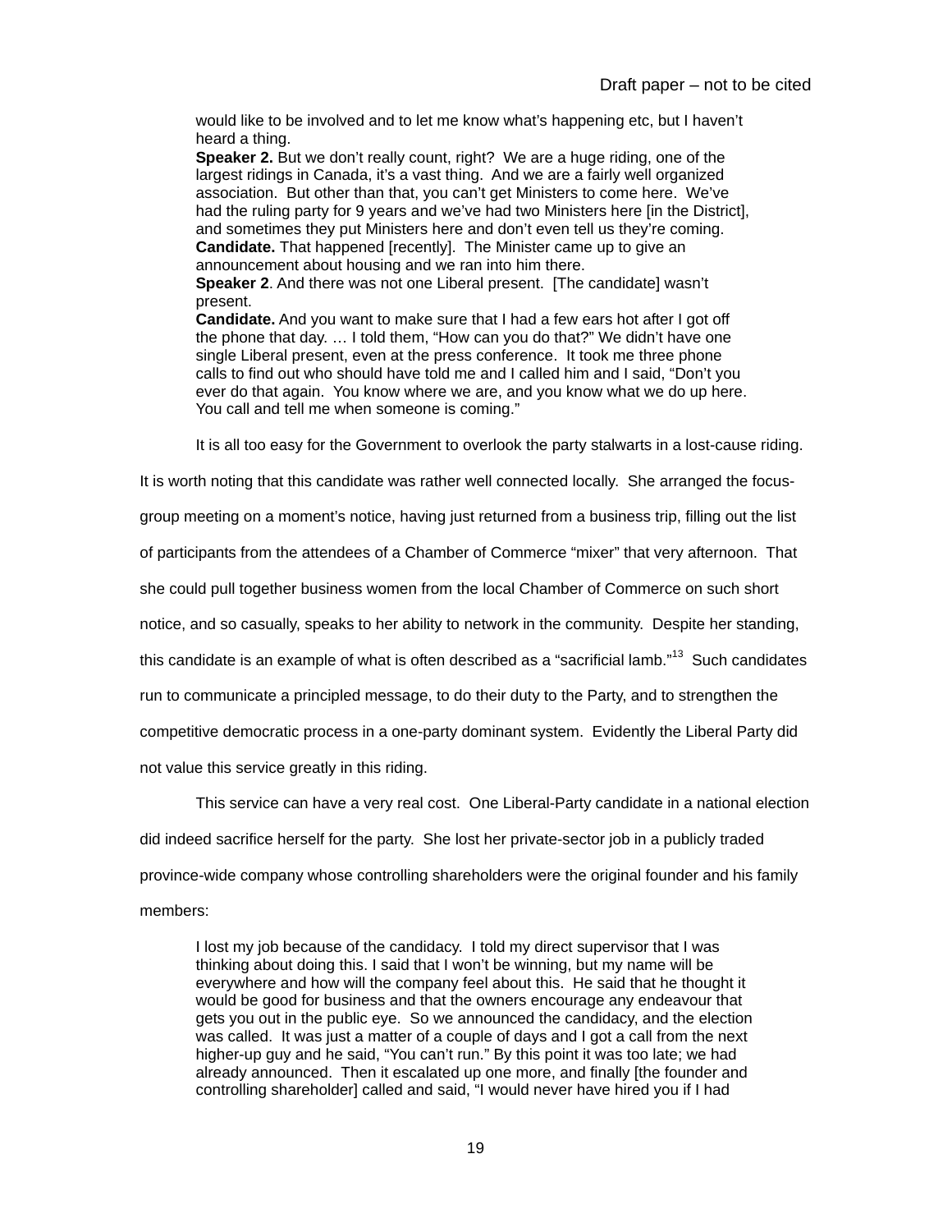would like to be involved and to let me know what's happening etc, but I haven't heard a thing.

> **Speaker 2.** But we don't really count, right? We are a huge riding, one of the largest ridings in Canada, it's a vast thing. And we are a fairly well organized association. But other than that, you can't get Ministers to come here. We've had the ruling party for 9 years and we've had two Ministers here [in the District], and sometimes they put Ministers here and don't even tell us they're coming.
>
> **Candidate.** That happened [recently]. The Minister came up to give an announcement about housing and we ran into him there.
>
> **Speaker 2**. And there was not one Liberal present. [The candidate] wasn't present.
>
> **Candidate.** And you want to make sure that I had a few ears hot after I got off the phone that day. … I told them, "How can you do that?" We didn't have one single Liberal present, even at the press conference. It took me three phone calls to find out who should have told me and I called him and I said, "Don't you ever do that again. You know where we are, and you know what we do up here. You call and tell me when someone is coming."

It is all too easy for the Government to overlook the party stalwarts in a lost-cause riding. It is worth noting that this candidate was rather well connected locally. She arranged the focus-group meeting on a moment's notice, having just returned from a business trip, filling out the list of participants from the attendees of a Chamber of Commerce "mixer" that very afternoon. That she could pull together business women from the local Chamber of Commerce on such short notice, and so casually, speaks to her ability to network in the community. Despite her standing, this candidate is an example of what is often described as a "sacrificial lamb."[13] Such candidates run to communicate a principled message, to do their duty to the Party, and to strengthen the competitive democratic process in a one-party dominant system. Evidently the Liberal Party did not value this service greatly in this riding.

This service can have a very real cost. One Liberal-Party candidate in a national election did indeed sacrifice herself for the party. She lost her private-sector job in a publicly traded province-wide company whose controlling shareholders were the original founder and his family members:

> I lost my job because of the candidacy. I told my direct supervisor that I was thinking about doing this. I said that I won't be winning, but my name will be everywhere and how will the company feel about this. He said that he thought it would be good for business and that the owners encourage any endeavour that gets you out in the public eye. So we announced the candidacy, and the election was called. It was just a matter of a couple of days and I got a call from the next higher-up guy and he said, "You can't run." By this point it was too late; we had already announced. Then it escalated up one more, and finally [the founder and controlling shareholder] called and said, "I would never have hired you if I had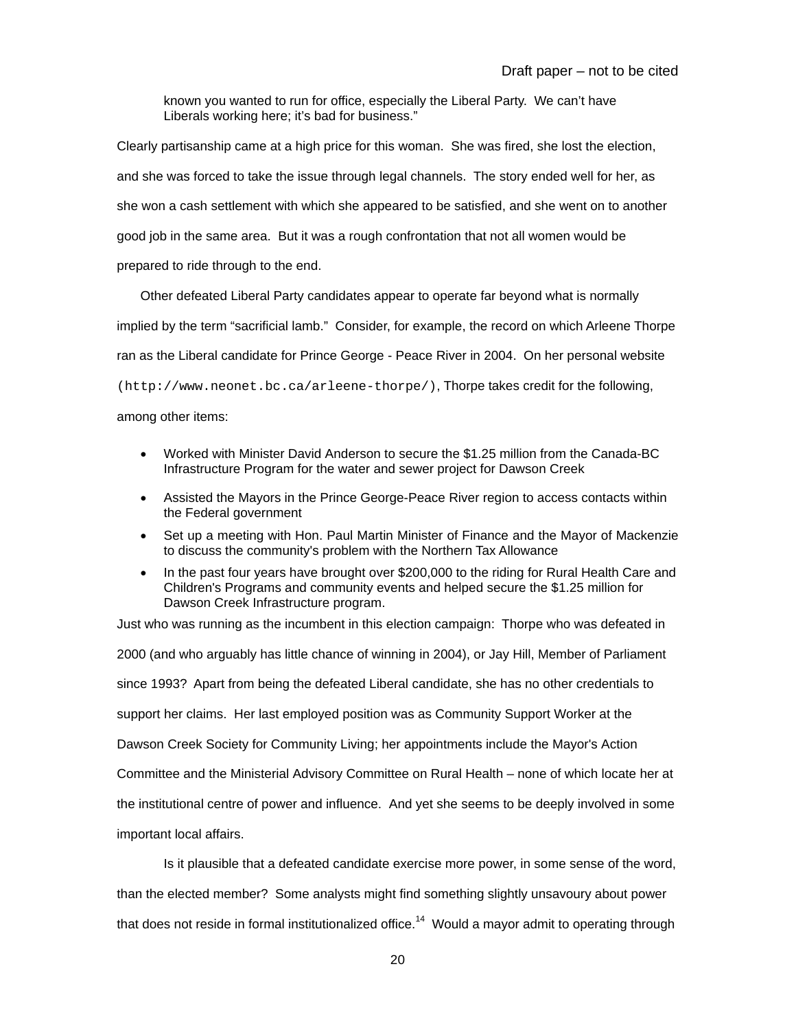> known you wanted to run for office, especially the Liberal Party. We can't have Liberals working here; it's bad for business."

Clearly partisanship came at a high price for this woman. She was fired, she lost the election, and she was forced to take the issue through legal channels. The story ended well for her, as she won a cash settlement with which she appeared to be satisfied, and she went on to another good job in the same area. But it was a rough confrontation that not all women would be prepared to ride through to the end.

Other defeated Liberal Party candidates appear to operate far beyond what is normally implied by the term "sacrificial lamb." Consider, for example, the record on which Arleene Thorpe ran as the Liberal candidate for Prince George - Peace River in 2004. On her personal website (`http://www.neonet.bc.ca/arleene-thorpe/`), Thorpe takes credit for the following, among other items:

- Worked with Minister David Anderson to secure the $1.25 million from the Canada-BC Infrastructure Program for the water and sewer project for Dawson Creek
- Assisted the Mayors in the Prince George-Peace River region to access contacts within the Federal government
- Set up a meeting with Hon. Paul Martin Minister of Finance and the Mayor of Mackenzie to discuss the community's problem with the Northern Tax Allowance
- In the past four years have brought over $200,000 to the riding for Rural Health Care and Children's Programs and community events and helped secure the $1.25 million for Dawson Creek Infrastructure program.

Just who was running as the incumbent in this election campaign: Thorpe who was defeated in 2000 (and who arguably has little chance of winning in 2004), or Jay Hill, Member of Parliament since 1993? Apart from being the defeated Liberal candidate, she has no other credentials to support her claims. Her last employed position was as Community Support Worker at the Dawson Creek Society for Community Living; her appointments include the Mayor's Action Committee and the Ministerial Advisory Committee on Rural Health – none of which locate her at the institutional centre of power and influence. And yet she seems to be deeply involved in some important local affairs.

Is it plausible that a defeated candidate exercise more power, in some sense of the word, than the elected member? Some analysts might find something slightly unsavoury about power that does not reside in formal institutionalized office.[14] Would a mayor admit to operating through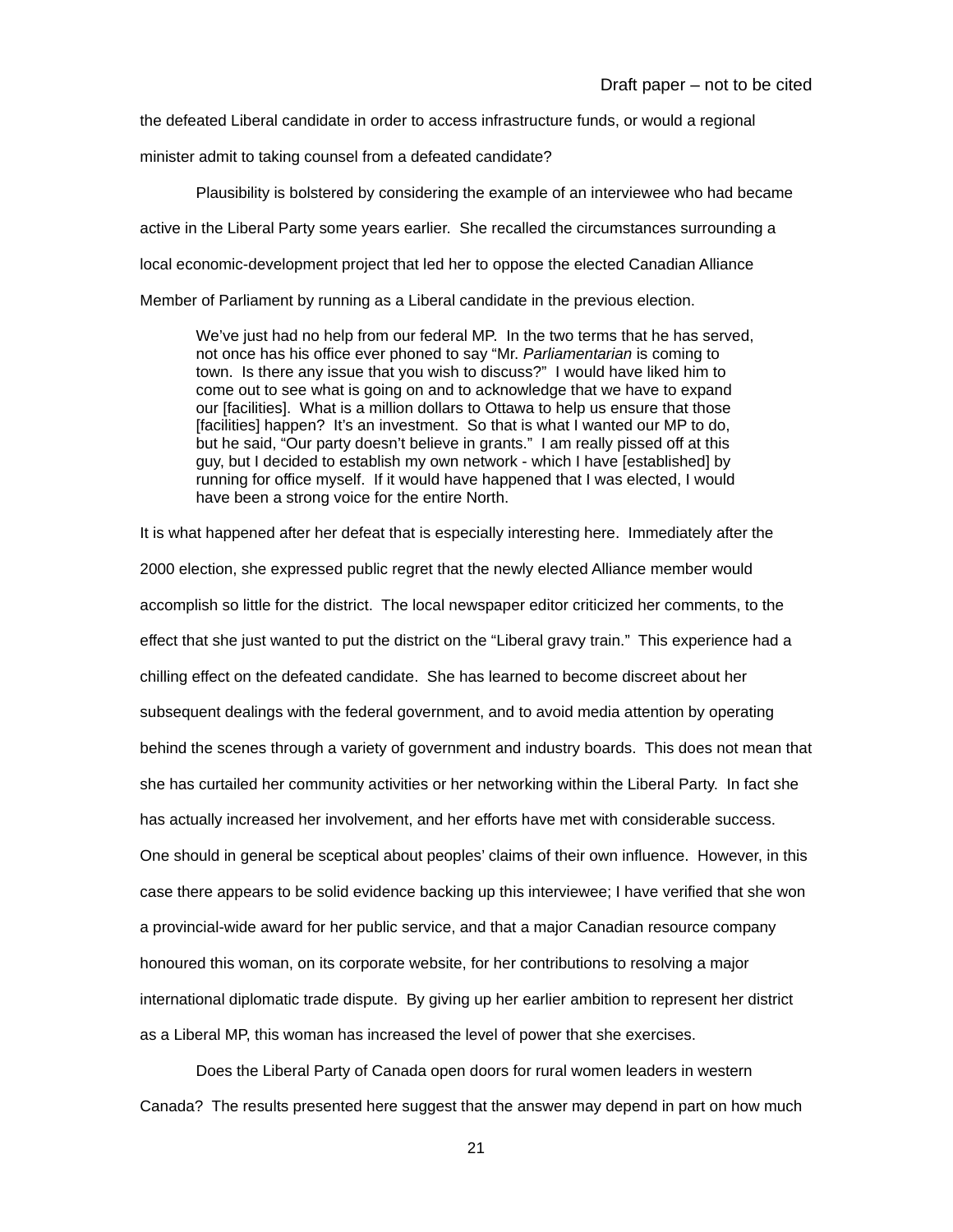the defeated Liberal candidate in order to access infrastructure funds, or would a regional minister admit to taking counsel from a defeated candidate?

Plausibility is bolstered by considering the example of an interviewee who had became active in the Liberal Party some years earlier. She recalled the circumstances surrounding a local economic-development project that led her to oppose the elected Canadian Alliance Member of Parliament by running as a Liberal candidate in the previous election.

> We've just had no help from our federal MP. In the two terms that he has served, not once has his office ever phoned to say "Mr. *Parliamentarian* is coming to town. Is there any issue that you wish to discuss?" I would have liked him to come out to see what is going on and to acknowledge that we have to expand our [facilities]. What is a million dollars to Ottawa to help us ensure that those [facilities] happen? It's an investment. So that is what I wanted our MP to do, but he said, "Our party doesn't believe in grants." I am really pissed off at this guy, but I decided to establish my own network - which I have [established] by running for office myself. If it would have happened that I was elected, I would have been a strong voice for the entire North.

It is what happened after her defeat that is especially interesting here. Immediately after the 2000 election, she expressed public regret that the newly elected Alliance member would accomplish so little for the district. The local newspaper editor criticized her comments, to the effect that she just wanted to put the district on the "Liberal gravy train." This experience had a chilling effect on the defeated candidate. She has learned to become discreet about her subsequent dealings with the federal government, and to avoid media attention by operating behind the scenes through a variety of government and industry boards. This does not mean that she has curtailed her community activities or her networking within the Liberal Party. In fact she has actually increased her involvement, and her efforts have met with considerable success. One should in general be sceptical about peoples' claims of their own influence. However, in this case there appears to be solid evidence backing up this interviewee; I have verified that she won a provincial-wide award for her public service, and that a major Canadian resource company honoured this woman, on its corporate website, for her contributions to resolving a major international diplomatic trade dispute. By giving up her earlier ambition to represent her district as a Liberal MP, this woman has increased the level of power that she exercises.

Does the Liberal Party of Canada open doors for rural women leaders in western Canada? The results presented here suggest that the answer may depend in part on how much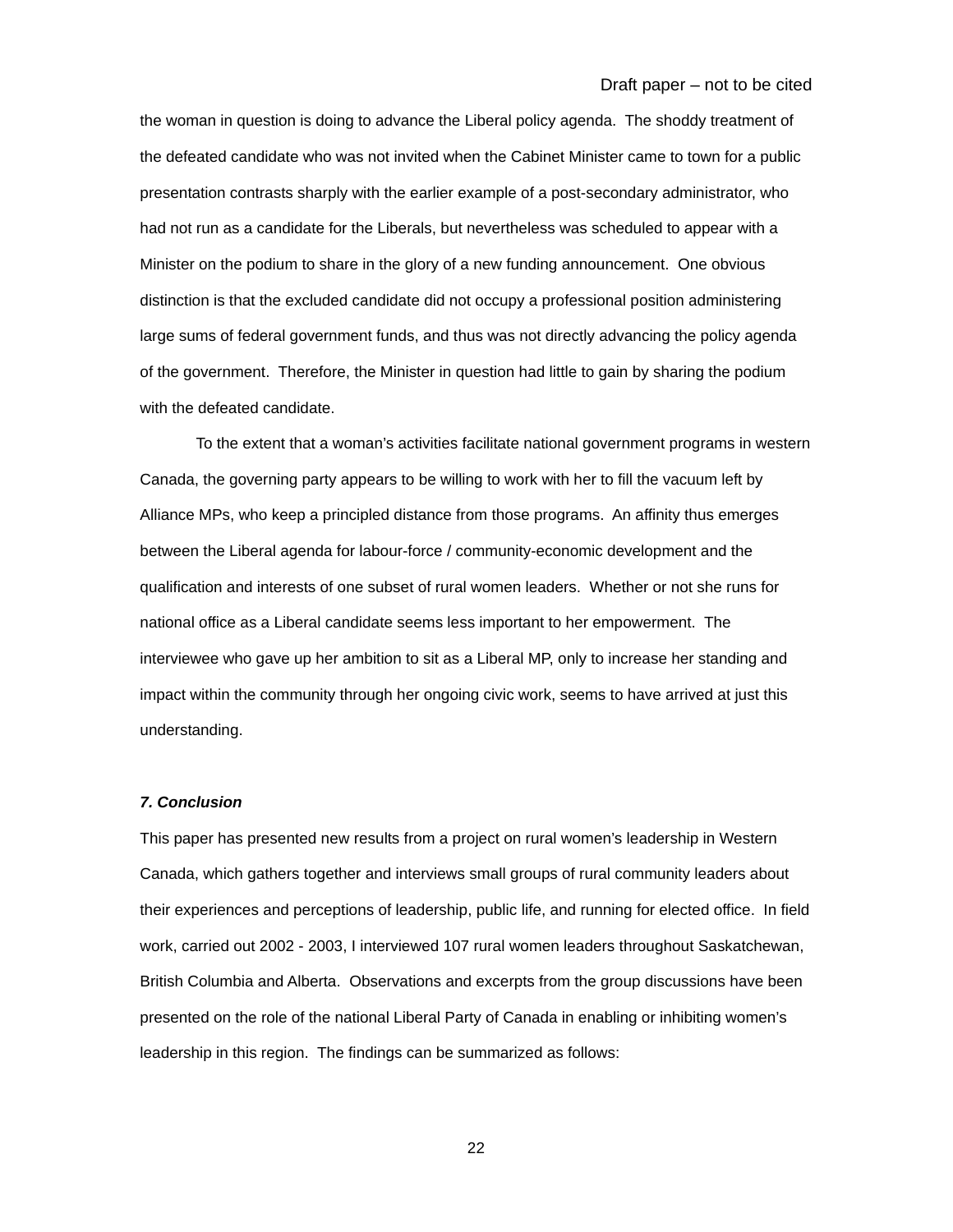the woman in question is doing to advance the Liberal policy agenda. The shoddy treatment of the defeated candidate who was not invited when the Cabinet Minister came to town for a public presentation contrasts sharply with the earlier example of a post-secondary administrator, who had not run as a candidate for the Liberals, but nevertheless was scheduled to appear with a Minister on the podium to share in the glory of a new funding announcement. One obvious distinction is that the excluded candidate did not occupy a professional position administering large sums of federal government funds, and thus was not directly advancing the policy agenda of the government. Therefore, the Minister in question had little to gain by sharing the podium with the defeated candidate.

To the extent that a woman's activities facilitate national government programs in western Canada, the governing party appears to be willing to work with her to fill the vacuum left by Alliance MPs, who keep a principled distance from those programs. An affinity thus emerges between the Liberal agenda for labour-force / community-economic development and the qualification and interests of one subset of rural women leaders. Whether or not she runs for national office as a Liberal candidate seems less important to her empowerment. The interviewee who gave up her ambition to sit as a Liberal MP, only to increase her standing and impact within the community through her ongoing civic work, seems to have arrived at just this understanding.

### *7. Conclusion*

This paper has presented new results from a project on rural women's leadership in Western Canada, which gathers together and interviews small groups of rural community leaders about their experiences and perceptions of leadership, public life, and running for elected office. In field work, carried out 2002 - 2003, I interviewed 107 rural women leaders throughout Saskatchewan, British Columbia and Alberta. Observations and excerpts from the group discussions have been presented on the role of the national Liberal Party of Canada in enabling or inhibiting women's leadership in this region. The findings can be summarized as follows: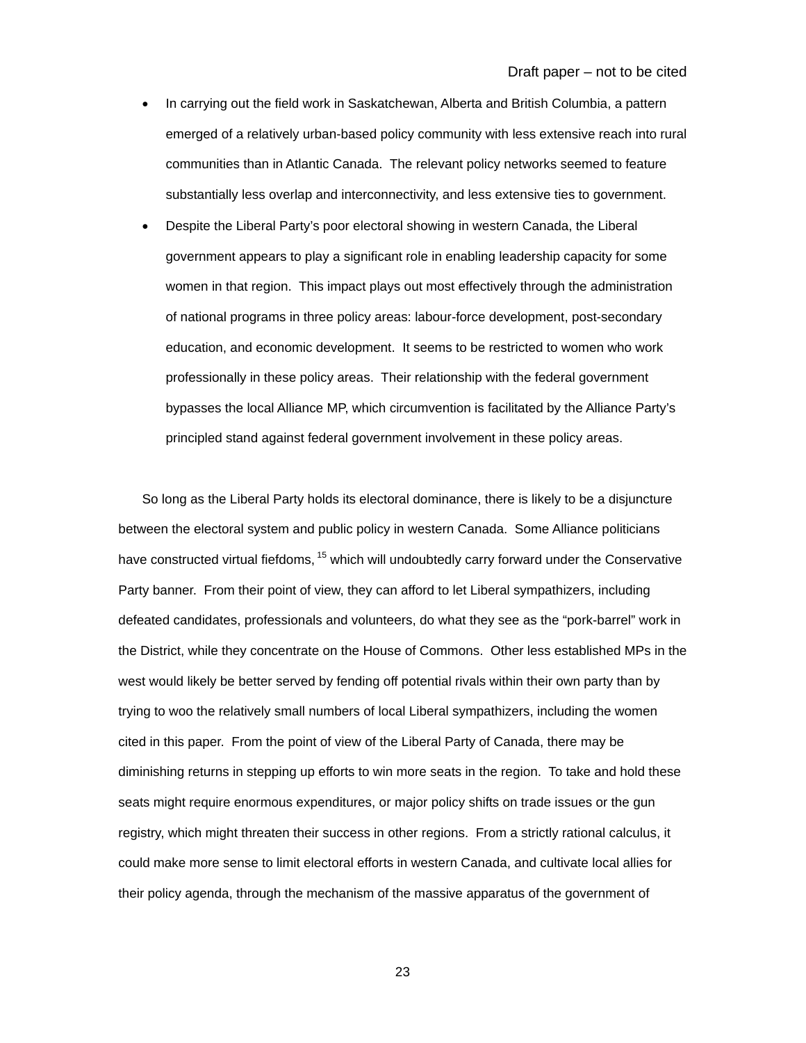- In carrying out the field work in Saskatchewan, Alberta and British Columbia, a pattern emerged of a relatively urban-based policy community with less extensive reach into rural communities than in Atlantic Canada. The relevant policy networks seemed to feature substantially less overlap and interconnectivity, and less extensive ties to government.
- Despite the Liberal Party's poor electoral showing in western Canada, the Liberal government appears to play a significant role in enabling leadership capacity for some women in that region. This impact plays out most effectively through the administration of national programs in three policy areas: labour-force development, post-secondary education, and economic development. It seems to be restricted to women who work professionally in these policy areas. Their relationship with the federal government bypasses the local Alliance MP, which circumvention is facilitated by the Alliance Party's principled stand against federal government involvement in these policy areas.

So long as the Liberal Party holds its electoral dominance, there is likely to be a disjuncture between the electoral system and public policy in western Canada. Some Alliance politicians have constructed virtual fiefdoms, [15] which will undoubtedly carry forward under the Conservative Party banner. From their point of view, they can afford to let Liberal sympathizers, including defeated candidates, professionals and volunteers, do what they see as the "pork-barrel" work in the District, while they concentrate on the House of Commons. Other less established MPs in the west would likely be better served by fending off potential rivals within their own party than by trying to woo the relatively small numbers of local Liberal sympathizers, including the women cited in this paper. From the point of view of the Liberal Party of Canada, there may be diminishing returns in stepping up efforts to win more seats in the region. To take and hold these seats might require enormous expenditures, or major policy shifts on trade issues or the gun registry, which might threaten their success in other regions. From a strictly rational calculus, it could make more sense to limit electoral efforts in western Canada, and cultivate local allies for their policy agenda, through the mechanism of the massive apparatus of the government of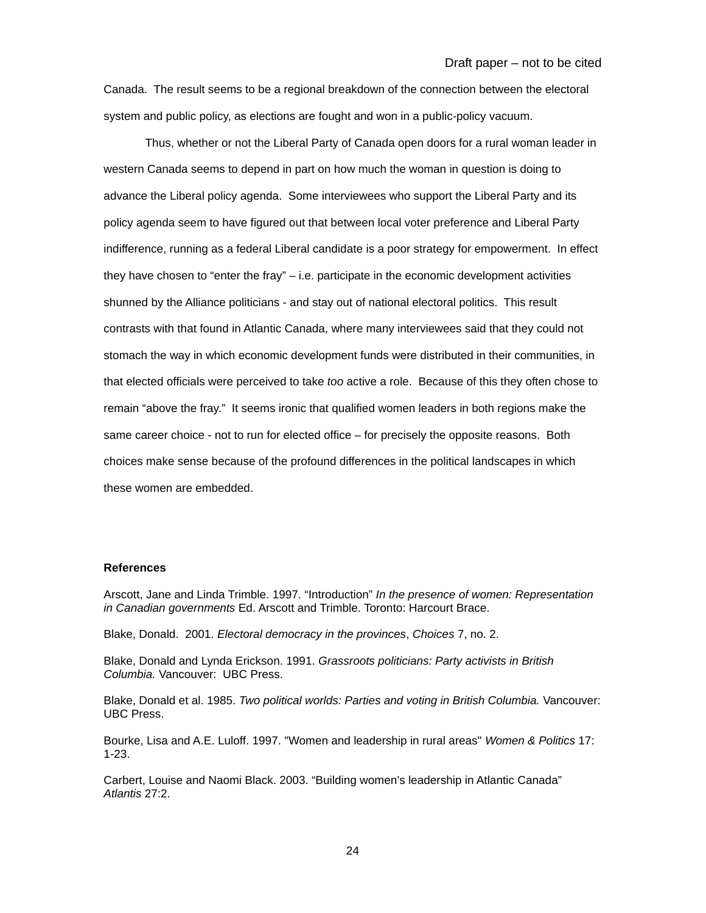Canada. The result seems to be a regional breakdown of the connection between the electoral system and public policy, as elections are fought and won in a public-policy vacuum.

Thus, whether or not the Liberal Party of Canada open doors for a rural woman leader in western Canada seems to depend in part on how much the woman in question is doing to advance the Liberal policy agenda. Some interviewees who support the Liberal Party and its policy agenda seem to have figured out that between local voter preference and Liberal Party indifference, running as a federal Liberal candidate is a poor strategy for empowerment. In effect they have chosen to "enter the fray" – i.e. participate in the economic development activities shunned by the Alliance politicians - and stay out of national electoral politics. This result contrasts with that found in Atlantic Canada, where many interviewees said that they could not stomach the way in which economic development funds were distributed in their communities, in that elected officials were perceived to take *too* active a role. Because of this they often chose to remain "above the fray." It seems ironic that qualified women leaders in both regions make the same career choice - not to run for elected office – for precisely the opposite reasons. Both choices make sense because of the profound differences in the political landscapes in which these women are embedded.

**References**

Arscott, Jane and Linda Trimble. 1997. "Introduction" *In the presence of women: Representation in Canadian governments* Ed. Arscott and Trimble. Toronto: Harcourt Brace.

Blake, Donald. 2001. *Electoral democracy in the provinces*, *Choices* 7, no. 2.

Blake, Donald and Lynda Erickson. 1991. *Grassroots politicians: Party activists in British Columbia.* Vancouver: UBC Press.

Blake, Donald et al. 1985. *Two political worlds: Parties and voting in British Columbia.* Vancouver: UBC Press.

Bourke, Lisa and A.E. Luloff. 1997. "Women and leadership in rural areas" *Women & Politics* 17: 1-23.

Carbert, Louise and Naomi Black. 2003. "Building women's leadership in Atlantic Canada" *Atlantis* 27:2.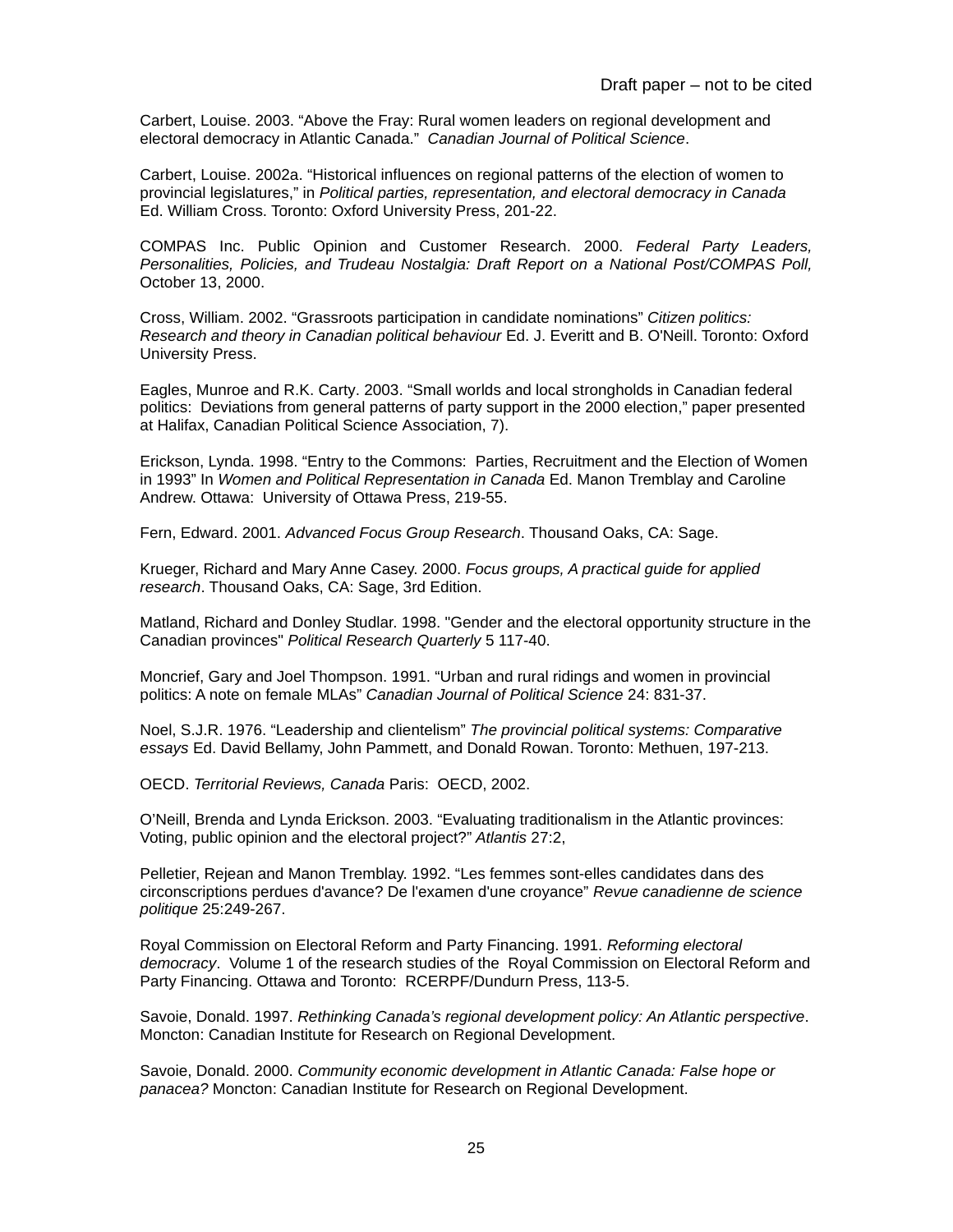Carbert, Louise. 2003. “Above the Fray: Rural women leaders on regional development and electoral democracy in Atlantic Canada.” *Canadian Journal of Political Science*.

Carbert, Louise. 2002a. “Historical influences on regional patterns of the election of women to provincial legislatures,” in *Political parties, representation, and electoral democracy in Canada* Ed. William Cross. Toronto: Oxford University Press, 201-22.

COMPAS Inc. Public Opinion and Customer Research. 2000. *Federal Party Leaders, Personalities, Policies, and Trudeau Nostalgia: Draft Report on a National Post/COMPAS Poll,* October 13, 2000.

Cross, William. 2002. “Grassroots participation in candidate nominations” *Citizen politics: Research and theory in Canadian political behaviour* Ed. J. Everitt and B. O'Neill. Toronto: Oxford University Press.

Eagles, Munroe and R.K. Carty. 2003. “Small worlds and local strongholds in Canadian federal politics: Deviations from general patterns of party support in the 2000 election,” paper presented at Halifax, Canadian Political Science Association, 7).

Erickson, Lynda. 1998. “Entry to the Commons: Parties, Recruitment and the Election of Women in 1993” In *Women and Political Representation in Canada* Ed. Manon Tremblay and Caroline Andrew. Ottawa: University of Ottawa Press, 219-55.

Fern, Edward. 2001. *Advanced Focus Group Research*. Thousand Oaks, CA: Sage.

Krueger, Richard and Mary Anne Casey. 2000. *Focus groups, A practical guide for applied research*. Thousand Oaks, CA: Sage, 3rd Edition.

Matland, Richard and Donley Studlar. 1998. "Gender and the electoral opportunity structure in the Canadian provinces" *Political Research Quarterly* 5 117-40.

Moncrief, Gary and Joel Thompson. 1991. “Urban and rural ridings and women in provincial politics: A note on female MLAs” *Canadian Journal of Political Science* 24: 831-37.

Noel, S.J.R. 1976. “Leadership and clientelism” *The provincial political systems: Comparative essays* Ed. David Bellamy, John Pammett, and Donald Rowan. Toronto: Methuen, 197-213.

OECD. *Territorial Reviews, Canada* Paris: OECD, 2002.

O’Neill, Brenda and Lynda Erickson. 2003. “Evaluating traditionalism in the Atlantic provinces: Voting, public opinion and the electoral project?” *Atlantis* 27:2,

Pelletier, Rejean and Manon Tremblay. 1992. “Les femmes sont-elles candidates dans des circonscriptions perdues d'avance? De l'examen d'une croyance” *Revue canadienne de science politique* 25:249-267.

Royal Commission on Electoral Reform and Party Financing. 1991. *Reforming electoral democracy*. Volume 1 of the research studies of the Royal Commission on Electoral Reform and Party Financing. Ottawa and Toronto: RCERPF/Dundurn Press, 113-5.

Savoie, Donald. 1997. *Rethinking Canada’s regional development policy: An Atlantic perspective*. Moncton: Canadian Institute for Research on Regional Development.

Savoie, Donald. 2000. *Community economic development in Atlantic Canada: False hope or panacea?* Moncton: Canadian Institute for Research on Regional Development.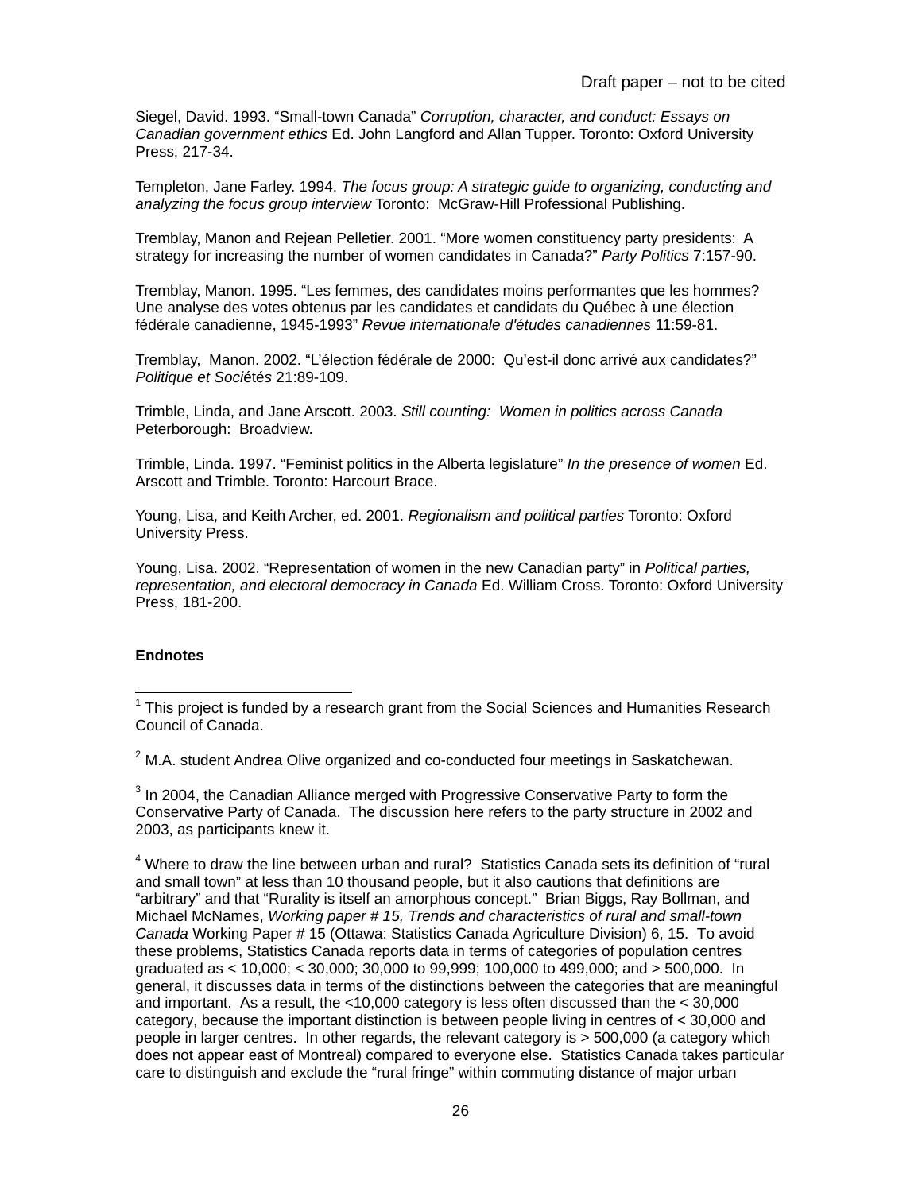Siegel, David. 1993. "Small-town Canada" *Corruption, character, and conduct: Essays on Canadian government ethics* Ed. John Langford and Allan Tupper. Toronto: Oxford University Press, 217-34.

Templeton, Jane Farley. 1994. *The focus group: A strategic guide to organizing, conducting and analyzing the focus group interview* Toronto: McGraw-Hill Professional Publishing.

Tremblay, Manon and Rejean Pelletier. 2001. "More women constituency party presidents: A strategy for increasing the number of women candidates in Canada?" *Party Politics* 7:157-90.

Tremblay, Manon. 1995. "Les femmes, des candidates moins performantes que les hommes? Une analyse des votes obtenus par les candidates et candidats du Québec à une élection fédérale canadienne, 1945-1993" *Revue internationale d'études canadiennes* 11:59-81.

Tremblay, Manon. 2002. "L'élection fédérale de 2000: Qu'est-il donc arrivé aux candidates?" *Politique et Sociétés* 21:89-109.

Trimble, Linda, and Jane Arscott. 2003. *Still counting: Women in politics across Canada* Peterborough: Broadview.

Trimble, Linda. 1997. "Feminist politics in the Alberta legislature" *In the presence of women* Ed. Arscott and Trimble. Toronto: Harcourt Brace.

Young, Lisa, and Keith Archer, ed. 2001. *Regionalism and political parties* Toronto: Oxford University Press.

Young, Lisa. 2002. "Representation of women in the new Canadian party" in *Political parties, representation, and electoral democracy in Canada* Ed. William Cross. Toronto: Oxford University Press, 181-200.

**Endnotes**

[1] This project is funded by a research grant from the Social Sciences and Humanities Research Council of Canada.

[2] M.A. student Andrea Olive organized and co-conducted four meetings in Saskatchewan.

[3] In 2004, the Canadian Alliance merged with Progressive Conservative Party to form the Conservative Party of Canada. The discussion here refers to the party structure in 2002 and 2003, as participants knew it.

[4] Where to draw the line between urban and rural? Statistics Canada sets its definition of "rural and small town" at less than 10 thousand people, but it also cautions that definitions are "arbitrary" and that "Rurality is itself an amorphous concept." Brian Biggs, Ray Bollman, and Michael McNames, *Working paper # 15, Trends and characteristics of rural and small-town Canada* Working Paper # 15 (Ottawa: Statistics Canada Agriculture Division) 6, 15. To avoid these problems, Statistics Canada reports data in terms of categories of population centres graduated as < 10,000; < 30,000; 30,000 to 99,999; 100,000 to 499,000; and > 500,000. In general, it discusses data in terms of the distinctions between the categories that are meaningful and important. As a result, the <10,000 category is less often discussed than the < 30,000 category, because the important distinction is between people living in centres of < 30,000 and people in larger centres. In other regards, the relevant category is > 500,000 (a category which does not appear east of Montreal) compared to everyone else. Statistics Canada takes particular care to distinguish and exclude the "rural fringe" within commuting distance of major urban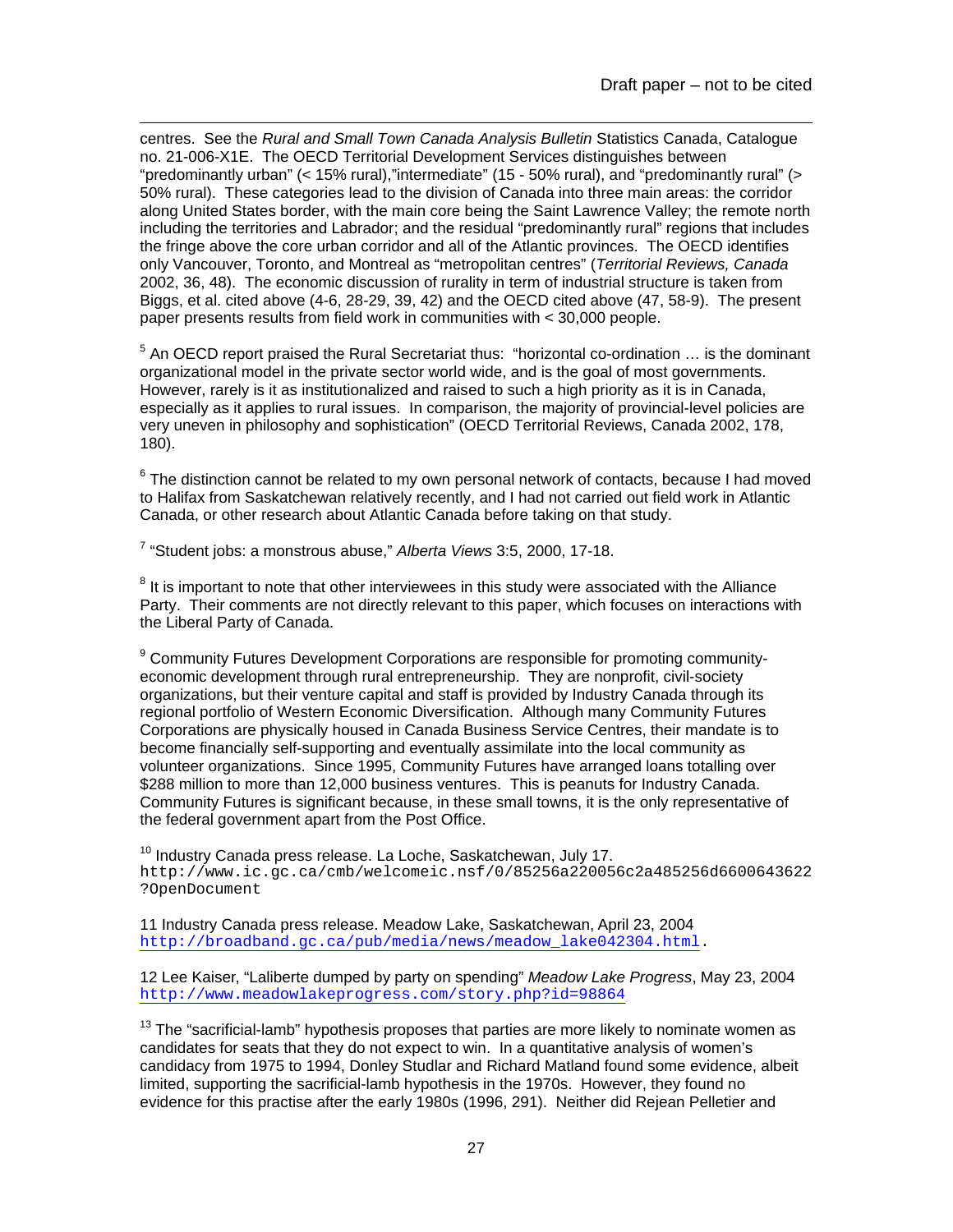centres. See the *Rural and Small Town Canada Analysis Bulletin* Statistics Canada, Catalogue no. 21-006-X1E. The OECD Territorial Development Services distinguishes between "predominantly urban" (< 15% rural),"intermediate" (15 - 50% rural), and "predominantly rural" (> 50% rural). These categories lead to the division of Canada into three main areas: the corridor along United States border, with the main core being the Saint Lawrence Valley; the remote north including the territories and Labrador; and the residual "predominantly rural" regions that includes the fringe above the core urban corridor and all of the Atlantic provinces. The OECD identifies only Vancouver, Toronto, and Montreal as "metropolitan centres" (*Territorial Reviews, Canada* 2002, 36, 48). The economic discussion of rurality in term of industrial structure is taken from Biggs, et al. cited above (4-6, 28-29, 39, 42) and the OECD cited above (47, 58-9). The present paper presents results from field work in communities with < 30,000 people.

[5] An OECD report praised the Rural Secretariat thus: "horizontal co-ordination … is the dominant organizational model in the private sector world wide, and is the goal of most governments. However, rarely is it as institutionalized and raised to such a high priority as it is in Canada, especially as it applies to rural issues. In comparison, the majority of provincial-level policies are very uneven in philosophy and sophistication" (OECD Territorial Reviews, Canada 2002, 178, 180).

[6] The distinction cannot be related to my own personal network of contacts, because I had moved to Halifax from Saskatchewan relatively recently, and I had not carried out field work in Atlantic Canada, or other research about Atlantic Canada before taking on that study.

[7] "Student jobs: a monstrous abuse," *Alberta Views* 3:5, 2000, 17-18.

[8] It is important to note that other interviewees in this study were associated with the Alliance Party. Their comments are not directly relevant to this paper, which focuses on interactions with the Liberal Party of Canada.

[9] Community Futures Development Corporations are responsible for promoting community-economic development through rural entrepreneurship. They are nonprofit, civil-society organizations, but their venture capital and staff is provided by Industry Canada through its regional portfolio of Western Economic Diversification. Although many Community Futures Corporations are physically housed in Canada Business Service Centres, their mandate is to become financially self-supporting and eventually assimilate into the local community as volunteer organizations. Since 1995, Community Futures have arranged loans totalling over $288 million to more than 12,000 business ventures. This is peanuts for Industry Canada. Community Futures is significant because, in these small towns, it is the only representative of the federal government apart from the Post Office.

[10] Industry Canada press release. La Loche, Saskatchewan, July 17. `http://www.ic.gc.ca/cmb/welcomeic.nsf/0/85256a220056c2a485256d6600643622?OpenDocument`

11 Industry Canada press release. Meadow Lake, Saskatchewan, April 23, 2004 `http://broadband.gc.ca/pub/media/news/meadow_lake042304.html`.

12 Lee Kaiser, "Laliberte dumped by party on spending" *Meadow Lake Progress*, May 23, 2004 `http://www.meadowlakeprogress.com/story.php?id=98864`

[13] The "sacrificial-lamb" hypothesis proposes that parties are more likely to nominate women as candidates for seats that they do not expect to win. In a quantitative analysis of women's candidacy from 1975 to 1994, Donley Studlar and Richard Matland found some evidence, albeit limited, supporting the sacrificial-lamb hypothesis in the 1970s. However, they found no evidence for this practise after the early 1980s (1996, 291). Neither did Rejean Pelletier and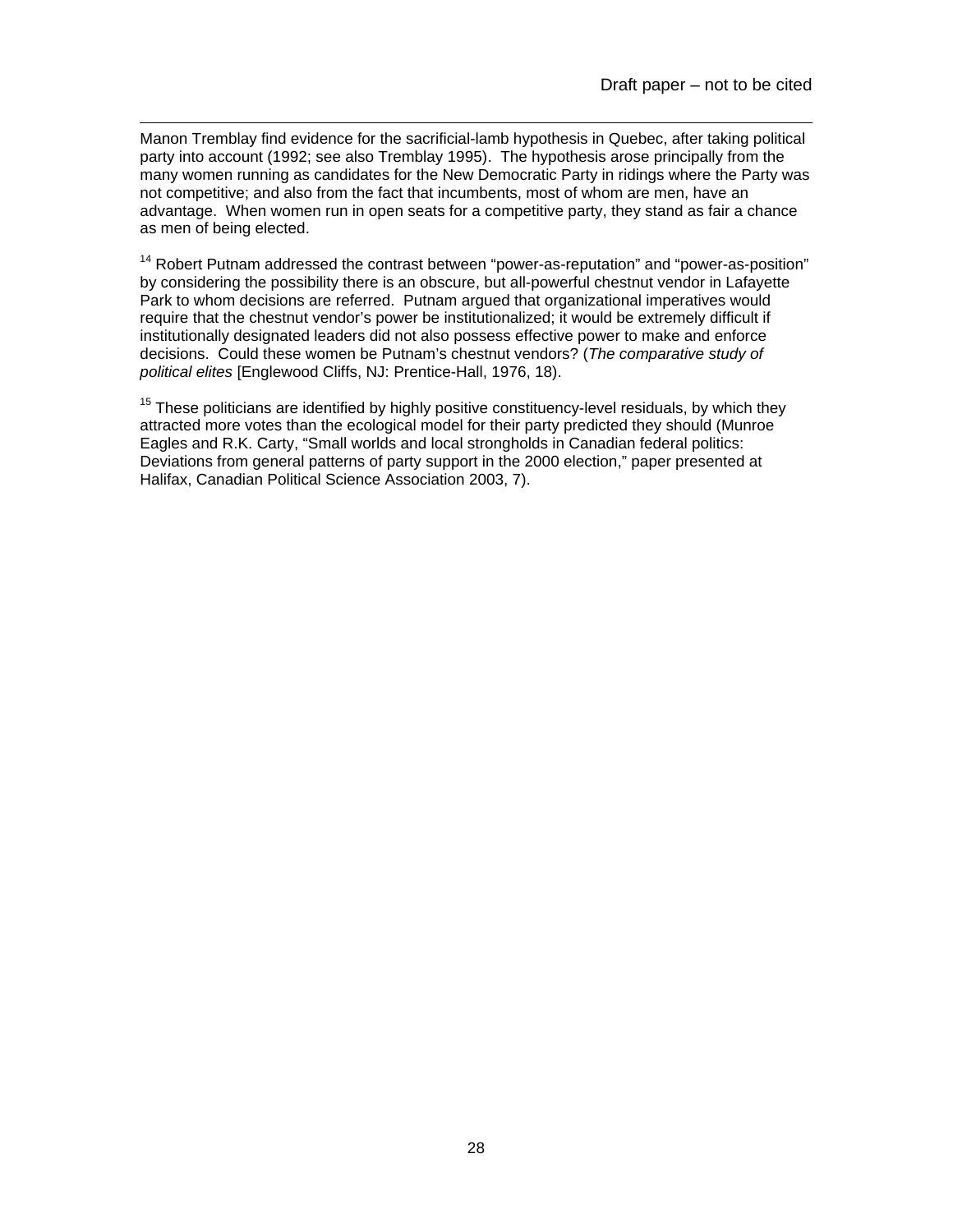Manon Tremblay find evidence for the sacrificial-lamb hypothesis in Quebec, after taking political party into account (1992; see also Tremblay 1995). The hypothesis arose principally from the many women running as candidates for the New Democratic Party in ridings where the Party was not competitive; and also from the fact that incumbents, most of whom are men, have an advantage. When women run in open seats for a competitive party, they stand as fair a chance as men of being elected.

[14] Robert Putnam addressed the contrast between "power-as-reputation" and "power-as-position" by considering the possibility there is an obscure, but all-powerful chestnut vendor in Lafayette Park to whom decisions are referred. Putnam argued that organizational imperatives would require that the chestnut vendor's power be institutionalized; it would be extremely difficult if institutionally designated leaders did not also possess effective power to make and enforce decisions. Could these women be Putnam's chestnut vendors? (*The comparative study of political elites* [Englewood Cliffs, NJ: Prentice-Hall, 1976, 18).

[15] These politicians are identified by highly positive constituency-level residuals, by which they attracted more votes than the ecological model for their party predicted they should (Munroe Eagles and R.K. Carty, "Small worlds and local strongholds in Canadian federal politics: Deviations from general patterns of party support in the 2000 election," paper presented at Halifax, Canadian Political Science Association 2003, 7).